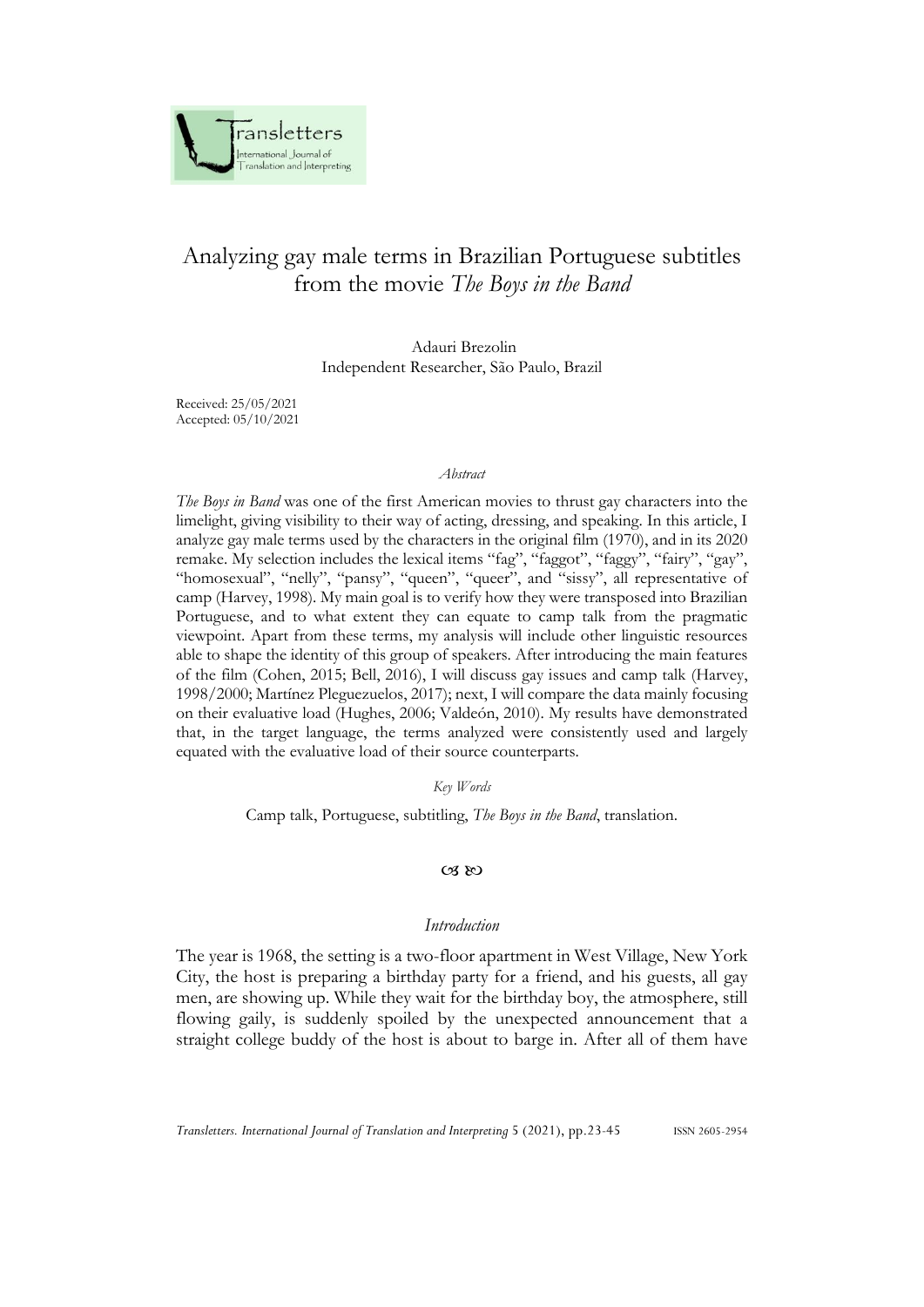# Analyzing gay male terms in Brazilian Portuguese subtitles from the movie *The Boys in the Band*

Adauri Brezolin
Independent Researcher, São Paulo, Brazil

Received: 25/05/2021
Accepted: 05/10/2021

*Abstract*

*The Boys in Band* was one of the first American movies to thrust gay characters into the limelight, giving visibility to their way of acting, dressing, and speaking. In this article, I analyze gay male terms used by the characters in the original film (1970), and in its 2020 remake. My selection includes the lexical items "fag", "faggot", "faggy", "fairy", "gay", "homosexual", "nelly", "pansy", "queen", "queer", and "sissy", all representative of camp (Harvey, 1998). My main goal is to verify how they were transposed into Brazilian Portuguese, and to what extent they can equate to camp talk from the pragmatic viewpoint. Apart from these terms, my analysis will include other linguistic resources able to shape the identity of this group of speakers. After introducing the main features of the film (Cohen, 2015; Bell, 2016), I will discuss gay issues and camp talk (Harvey, 1998/2000; Martínez Pleguezuelos, 2017); next, I will compare the data mainly focusing on their evaluative load (Hughes, 2006; Valdeón, 2010). My results have demonstrated that, in the target language, the terms analyzed were consistently used and largely equated with the evaluative load of their source counterparts.

*Key Words*

Camp talk, Portuguese, subtitling, *The Boys in the Band*, translation.

## *Introduction*

The year is 1968, the setting is a two-floor apartment in West Village, New York City, the host is preparing a birthday party for a friend, and his guests, all gay men, are showing up. While they wait for the birthday boy, the atmosphere, still flowing gaily, is suddenly spoiled by the unexpected announcement that a straight college buddy of the host is about to barge in. After all of them have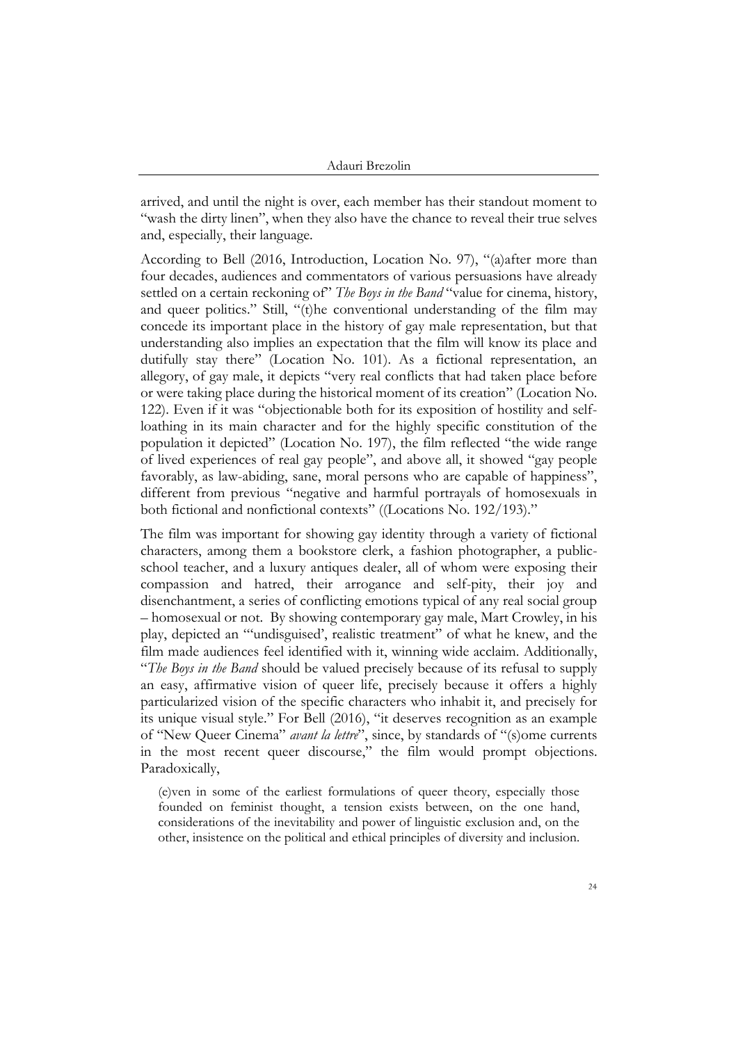arrived, and until the night is over, each member has their standout moment to "wash the dirty linen", when they also have the chance to reveal their true selves and, especially, their language.

According to Bell (2016, Introduction, Location No. 97), "(a)after more than four decades, audiences and commentators of various persuasions have already settled on a certain reckoning of" *The Boys in the Band* "value for cinema, history, and queer politics." Still, "(t)he conventional understanding of the film may concede its important place in the history of gay male representation, but that understanding also implies an expectation that the film will know its place and dutifully stay there" (Location No. 101). As a fictional representation, an allegory, of gay male, it depicts "very real conflicts that had taken place before or were taking place during the historical moment of its creation" (Location No. 122). Even if it was "objectionable both for its exposition of hostility and self-loathing in its main character and for the highly specific constitution of the population it depicted" (Location No. 197), the film reflected "the wide range of lived experiences of real gay people", and above all, it showed "gay people favorably, as law-abiding, sane, moral persons who are capable of happiness", different from previous "negative and harmful portrayals of homosexuals in both fictional and nonfictional contexts" ((Locations No. 192/193)."

The film was important for showing gay identity through a variety of fictional characters, among them a bookstore clerk, a fashion photographer, a public-school teacher, and a luxury antiques dealer, all of whom were exposing their compassion and hatred, their arrogance and self-pity, their joy and disenchantment, a series of conflicting emotions typical of any real social group – homosexual or not. By showing contemporary gay male, Mart Crowley, in his play, depicted an "'undisguised', realistic treatment" of what he knew, and the film made audiences feel identified with it, winning wide acclaim. Additionally, "*The Boys in the Band* should be valued precisely because of its refusal to supply an easy, affirmative vision of queer life, precisely because it offers a highly particularized vision of the specific characters who inhabit it, and precisely for its unique visual style." For Bell (2016), "it deserves recognition as an example of "New Queer Cinema" *avant la lettre*", since, by standards of "(s)ome currents in the most recent queer discourse," the film would prompt objections. Paradoxically,

> (e)ven in some of the earliest formulations of queer theory, especially those founded on feminist thought, a tension exists between, on the one hand, considerations of the inevitability and power of linguistic exclusion and, on the other, insistence on the political and ethical principles of diversity and inclusion.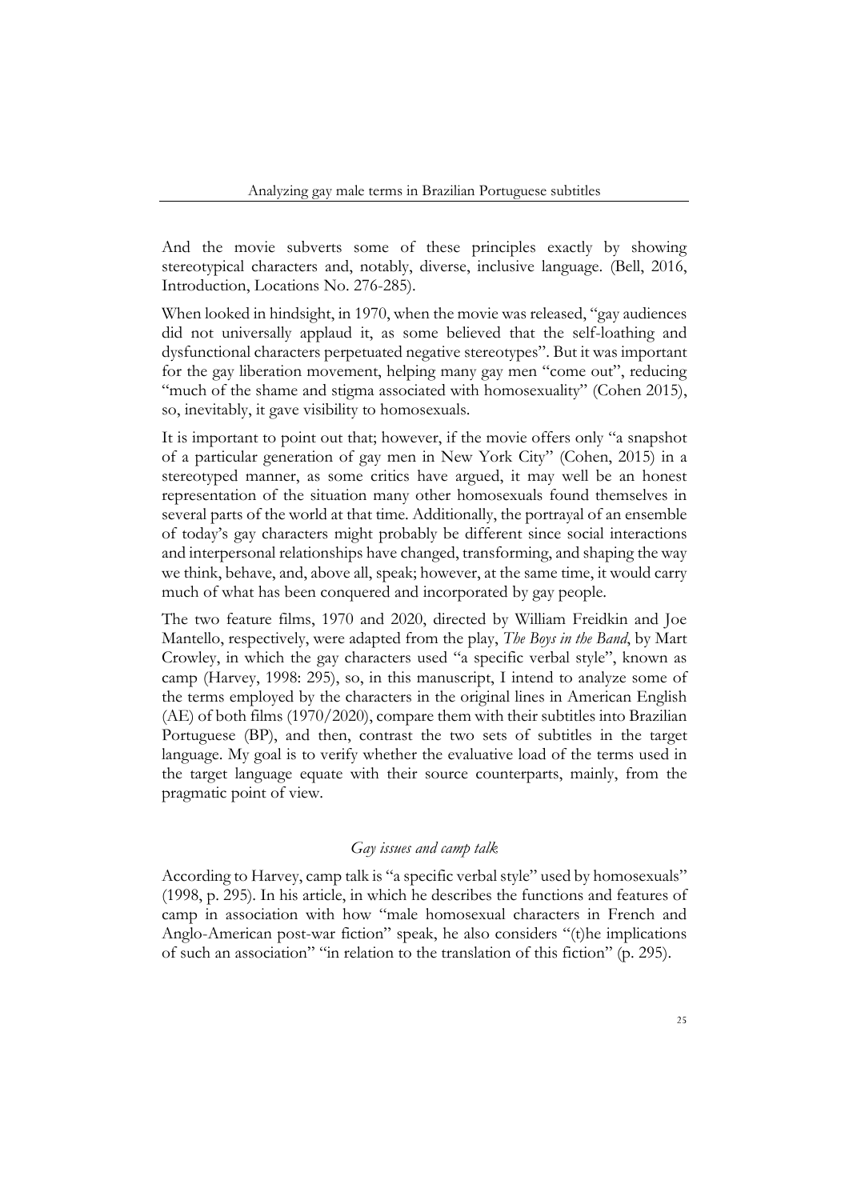And the movie subverts some of these principles exactly by showing stereotypical characters and, notably, diverse, inclusive language. (Bell, 2016, Introduction, Locations No. 276-285).

When looked in hindsight, in 1970, when the movie was released, "gay audiences did not universally applaud it, as some believed that the self-loathing and dysfunctional characters perpetuated negative stereotypes". But it was important for the gay liberation movement, helping many gay men "come out", reducing "much of the shame and stigma associated with homosexuality" (Cohen 2015), so, inevitably, it gave visibility to homosexuals.

It is important to point out that; however, if the movie offers only "a snapshot of a particular generation of gay men in New York City" (Cohen, 2015) in a stereotyped manner, as some critics have argued, it may well be an honest representation of the situation many other homosexuals found themselves in several parts of the world at that time. Additionally, the portrayal of an ensemble of today's gay characters might probably be different since social interactions and interpersonal relationships have changed, transforming, and shaping the way we think, behave, and, above all, speak; however, at the same time, it would carry much of what has been conquered and incorporated by gay people.

The two feature films, 1970 and 2020, directed by William Freidkin and Joe Mantello, respectively, were adapted from the play, *The Boys in the Band*, by Mart Crowley, in which the gay characters used "a specific verbal style", known as camp (Harvey, 1998: 295), so, in this manuscript, I intend to analyze some of the terms employed by the characters in the original lines in American English (AE) of both films (1970/2020), compare them with their subtitles into Brazilian Portuguese (BP), and then, contrast the two sets of subtitles in the target language. My goal is to verify whether the evaluative load of the terms used in the target language equate with their source counterparts, mainly, from the pragmatic point of view.

## *Gay issues and camp talk*

According to Harvey, camp talk is "a specific verbal style" used by homosexuals" (1998, p. 295). In his article, in which he describes the functions and features of camp in association with how "male homosexual characters in French and Anglo-American post-war fiction" speak, he also considers "(t)he implications of such an association" "in relation to the translation of this fiction" (p. 295).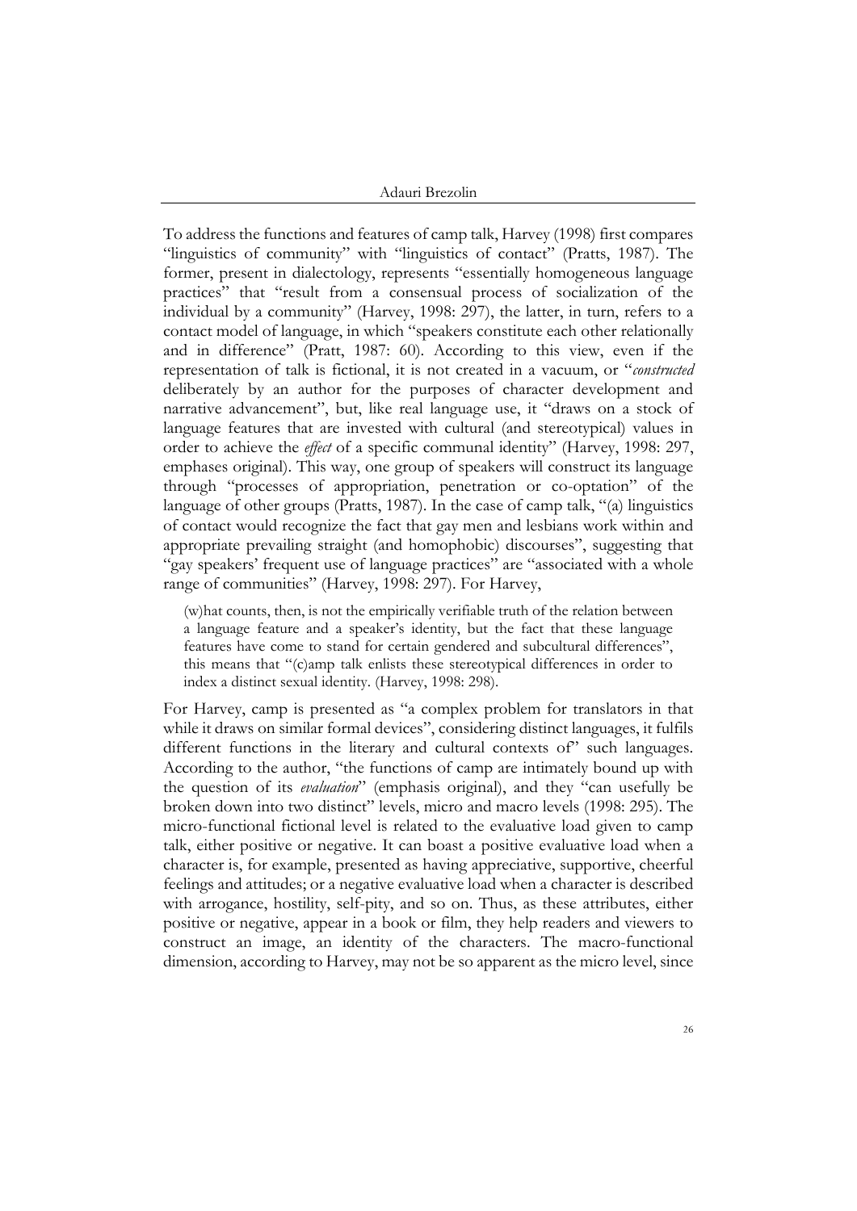To address the functions and features of camp talk, Harvey (1998) first compares "linguistics of community" with "linguistics of contact" (Pratts, 1987). The former, present in dialectology, represents "essentially homogeneous language practices" that "result from a consensual process of socialization of the individual by a community" (Harvey, 1998: 297), the latter, in turn, refers to a contact model of language, in which "speakers constitute each other relationally and in difference" (Pratt, 1987: 60). According to this view, even if the representation of talk is fictional, it is not created in a vacuum, or "*constructed* deliberately by an author for the purposes of character development and narrative advancement", but, like real language use, it "draws on a stock of language features that are invested with cultural (and stereotypical) values in order to achieve the *effect* of a specific communal identity" (Harvey, 1998: 297, emphases original). This way, one group of speakers will construct its language through "processes of appropriation, penetration or co-optation" of the language of other groups (Pratts, 1987). In the case of camp talk, "(a) linguistics of contact would recognize the fact that gay men and lesbians work within and appropriate prevailing straight (and homophobic) discourses", suggesting that "gay speakers' frequent use of language practices" are "associated with a whole range of communities" (Harvey, 1998: 297). For Harvey,

> (w)hat counts, then, is not the empirically verifiable truth of the relation between a language feature and a speaker's identity, but the fact that these language features have come to stand for certain gendered and subcultural differences", this means that "(c)amp talk enlists these stereotypical differences in order to index a distinct sexual identity. (Harvey, 1998: 298).

For Harvey, camp is presented as "a complex problem for translators in that while it draws on similar formal devices", considering distinct languages, it fulfils different functions in the literary and cultural contexts of" such languages. According to the author, "the functions of camp are intimately bound up with the question of its *evaluation*" (emphasis original), and they "can usefully be broken down into two distinct" levels, micro and macro levels (1998: 295). The micro-functional fictional level is related to the evaluative load given to camp talk, either positive or negative. It can boast a positive evaluative load when a character is, for example, presented as having appreciative, supportive, cheerful feelings and attitudes; or a negative evaluative load when a character is described with arrogance, hostility, self-pity, and so on. Thus, as these attributes, either positive or negative, appear in a book or film, they help readers and viewers to construct an image, an identity of the characters. The macro-functional dimension, according to Harvey, may not be so apparent as the micro level, since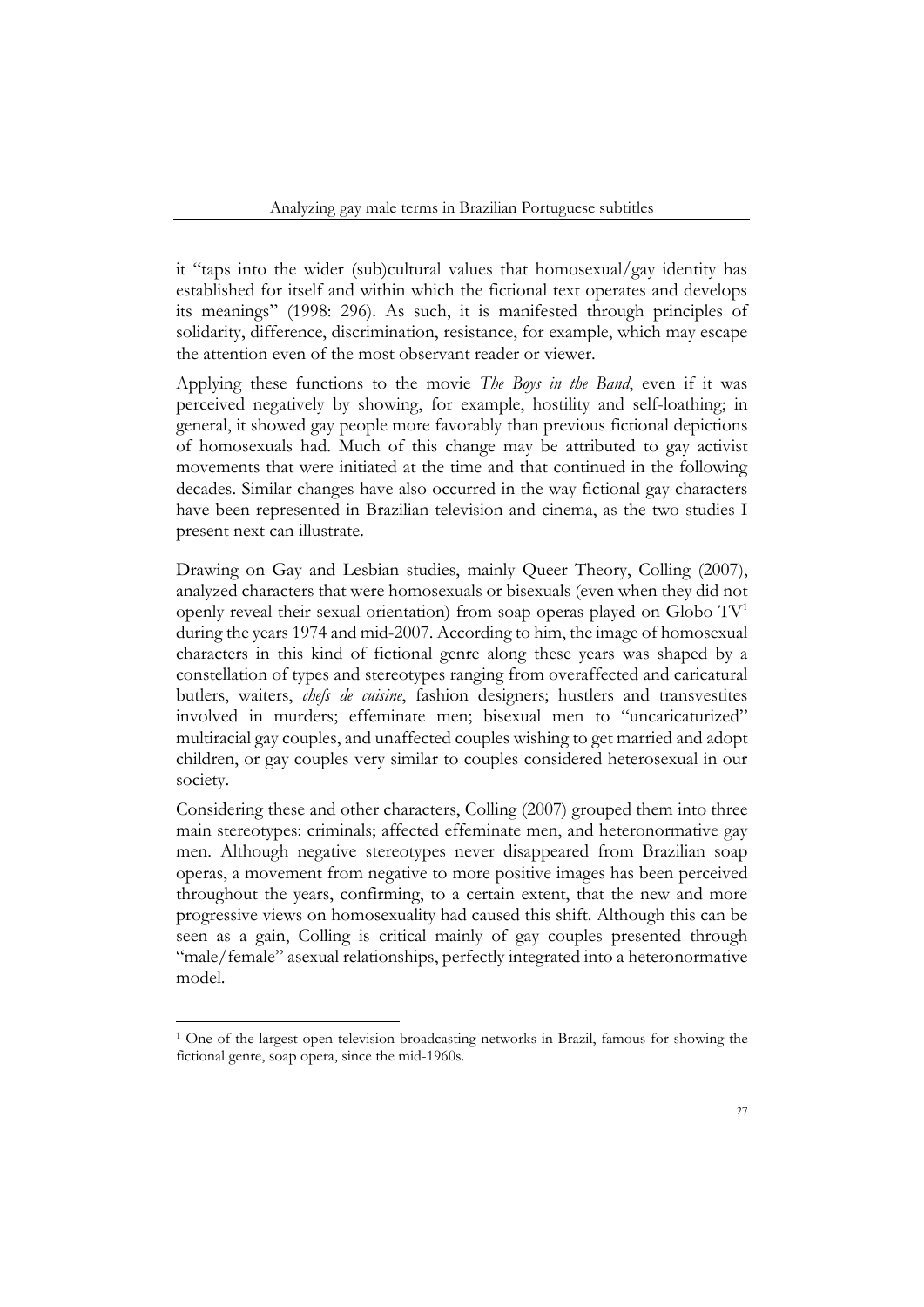it "taps into the wider (sub)cultural values that homosexual/gay identity has established for itself and within which the fictional text operates and develops its meanings" (1998: 296). As such, it is manifested through principles of solidarity, difference, discrimination, resistance, for example, which may escape the attention even of the most observant reader or viewer.

Applying these functions to the movie *The Boys in the Band*, even if it was perceived negatively by showing, for example, hostility and self-loathing; in general, it showed gay people more favorably than previous fictional depictions of homosexuals had. Much of this change may be attributed to gay activist movements that were initiated at the time and that continued in the following decades. Similar changes have also occurred in the way fictional gay characters have been represented in Brazilian television and cinema, as the two studies I present next can illustrate.

Drawing on Gay and Lesbian studies, mainly Queer Theory, Colling (2007), analyzed characters that were homosexuals or bisexuals (even when they did not openly reveal their sexual orientation) from soap operas played on Globo TV[1] during the years 1974 and mid-2007. According to him, the image of homosexual characters in this kind of fictional genre along these years was shaped by a constellation of types and stereotypes ranging from overaffected and caricatural butlers, waiters, *chefs de cuisine*, fashion designers; hustlers and transvestites involved in murders; effeminate men; bisexual men to "uncaricaturized" multiracial gay couples, and unaffected couples wishing to get married and adopt children, or gay couples very similar to couples considered heterosexual in our society.

Considering these and other characters, Colling (2007) grouped them into three main stereotypes: criminals; affected effeminate men, and heteronormative gay men. Although negative stereotypes never disappeared from Brazilian soap operas, a movement from negative to more positive images has been perceived throughout the years, confirming, to a certain extent, that the new and more progressive views on homosexuality had caused this shift. Although this can be seen as a gain, Colling is critical mainly of gay couples presented through "male/female" asexual relationships, perfectly integrated into a heteronormative model.

[1] One of the largest open television broadcasting networks in Brazil, famous for showing the fictional genre, soap opera, since the mid-1960s.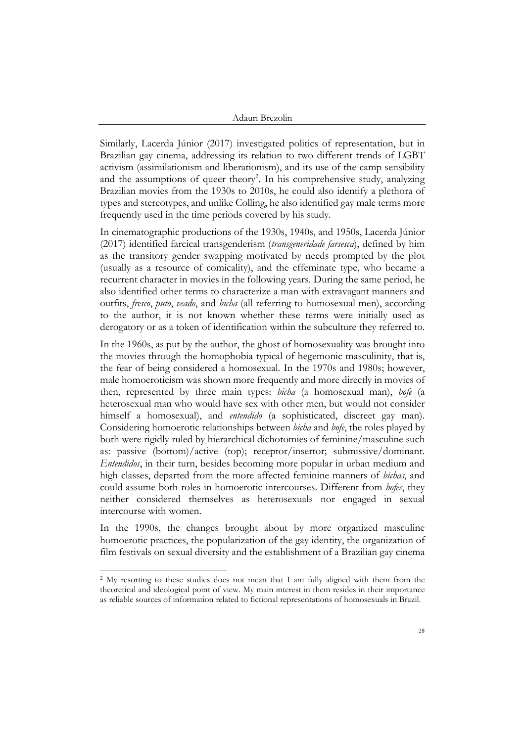Similarly, Lacerda Júnior (2017) investigated politics of representation, but in Brazilian gay cinema, addressing its relation to two different trends of LGBT activism (assimilationism and liberationism), and its use of the camp sensibility and the assumptions of queer theory[2]. In his comprehensive study, analyzing Brazilian movies from the 1930s to 2010s, he could also identify a plethora of types and stereotypes, and unlike Colling, he also identified gay male terms more frequently used in the time periods covered by his study.

In cinematographic productions of the 1930s, 1940s, and 1950s, Lacerda Júnior (2017) identified farcical transgenderism (*transgeneridade farsesca*), defined by him as the transitory gender swapping motivated by needs prompted by the plot (usually as a resource of comicality), and the effeminate type, who became a recurrent character in movies in the following years. During the same period, he also identified other terms to characterize a man with extravagant manners and outfits, *fresco*, *puto*, *veado*, and *bicha* (all referring to homosexual men), according to the author, it is not known whether these terms were initially used as derogatory or as a token of identification within the subculture they referred to.

In the 1960s, as put by the author, the ghost of homosexuality was brought into the movies through the homophobia typical of hegemonic masculinity, that is, the fear of being considered a homosexual. In the 1970s and 1980s; however, male homoeroticism was shown more frequently and more directly in movies of then, represented by three main types: *bicha* (a homosexual man), *bofe* (a heterosexual man who would have sex with other men, but would not consider himself a homosexual), and *entendido* (a sophisticated, discreet gay man). Considering homoerotic relationships between *bicha* and *bofe*, the roles played by both were rigidly ruled by hierarchical dichotomies of feminine/masculine such as: passive (bottom)/active (top); receptor/insertor; submissive/dominant. *Entendidos*, in their turn, besides becoming more popular in urban medium and high classes, departed from the more affected feminine manners of *bichas*, and could assume both roles in homoerotic intercourses. Different from *bofes*, they neither considered themselves as heterosexuals nor engaged in sexual intercourse with women.

In the 1990s, the changes brought about by more organized masculine homoerotic practices, the popularization of the gay identity, the organization of film festivals on sexual diversity and the establishment of a Brazilian gay cinema

---

[2] My resorting to these studies does not mean that I am fully aligned with them from the theoretical and ideological point of view. My main interest in them resides in their importance as reliable sources of information related to fictional representations of homosexuals in Brazil.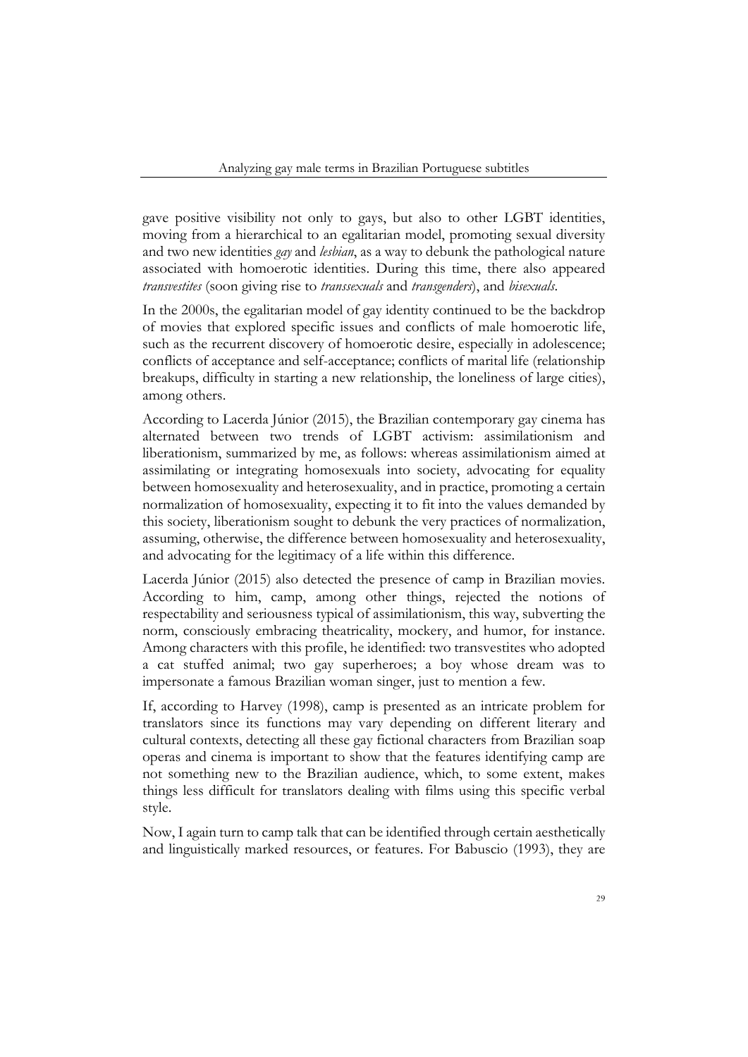gave positive visibility not only to gays, but also to other LGBT identities, moving from a hierarchical to an egalitarian model, promoting sexual diversity and two new identities *gay* and *lesbian*, as a way to debunk the pathological nature associated with homoerotic identities. During this time, there also appeared *transvestites* (soon giving rise to *transsexuals* and *transgenders*), and *bisexuals*.

In the 2000s, the egalitarian model of gay identity continued to be the backdrop of movies that explored specific issues and conflicts of male homoerotic life, such as the recurrent discovery of homoerotic desire, especially in adolescence; conflicts of acceptance and self-acceptance; conflicts of marital life (relationship breakups, difficulty in starting a new relationship, the loneliness of large cities), among others.

According to Lacerda Júnior (2015), the Brazilian contemporary gay cinema has alternated between two trends of LGBT activism: assimilationism and liberationism, summarized by me, as follows: whereas assimilationism aimed at assimilating or integrating homosexuals into society, advocating for equality between homosexuality and heterosexuality, and in practice, promoting a certain normalization of homosexuality, expecting it to fit into the values demanded by this society, liberationism sought to debunk the very practices of normalization, assuming, otherwise, the difference between homosexuality and heterosexuality, and advocating for the legitimacy of a life within this difference.

Lacerda Júnior (2015) also detected the presence of camp in Brazilian movies. According to him, camp, among other things, rejected the notions of respectability and seriousness typical of assimilationism, this way, subverting the norm, consciously embracing theatricality, mockery, and humor, for instance. Among characters with this profile, he identified: two transvestites who adopted a cat stuffed animal; two gay superheroes; a boy whose dream was to impersonate a famous Brazilian woman singer, just to mention a few.

If, according to Harvey (1998), camp is presented as an intricate problem for translators since its functions may vary depending on different literary and cultural contexts, detecting all these gay fictional characters from Brazilian soap operas and cinema is important to show that the features identifying camp are not something new to the Brazilian audience, which, to some extent, makes things less difficult for translators dealing with films using this specific verbal style.

Now, I again turn to camp talk that can be identified through certain aesthetically and linguistically marked resources, or features. For Babuscio (1993), they are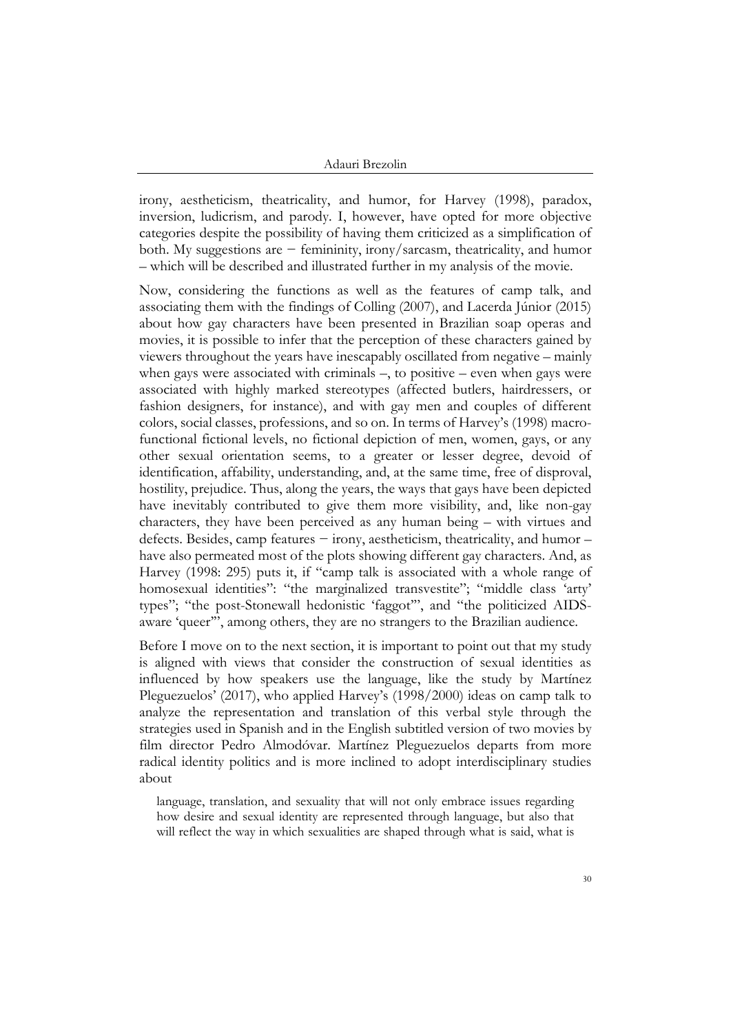irony, aestheticism, theatricality, and humor, for Harvey (1998), paradox, inversion, ludicrism, and parody. I, however, have opted for more objective categories despite the possibility of having them criticized as a simplification of both. My suggestions are − femininity, irony/sarcasm, theatricality, and humor – which will be described and illustrated further in my analysis of the movie.

Now, considering the functions as well as the features of camp talk, and associating them with the findings of Colling (2007), and Lacerda Júnior (2015) about how gay characters have been presented in Brazilian soap operas and movies, it is possible to infer that the perception of these characters gained by viewers throughout the years have inescapably oscillated from negative – mainly when gays were associated with criminals –, to positive – even when gays were associated with highly marked stereotypes (affected butlers, hairdressers, or fashion designers, for instance), and with gay men and couples of different colors, social classes, professions, and so on. In terms of Harvey's (1998) macro-functional fictional levels, no fictional depiction of men, women, gays, or any other sexual orientation seems, to a greater or lesser degree, devoid of identification, affability, understanding, and, at the same time, free of disproval, hostility, prejudice. Thus, along the years, the ways that gays have been depicted have inevitably contributed to give them more visibility, and, like non-gay characters, they have been perceived as any human being – with virtues and defects. Besides, camp features − irony, aestheticism, theatricality, and humor – have also permeated most of the plots showing different gay characters. And, as Harvey (1998: 295) puts it, if "camp talk is associated with a whole range of homosexual identities": "the marginalized transvestite"; "middle class 'arty' types"; "the post-Stonewall hedonistic 'faggot'", and "the politicized AIDS-aware 'queer'", among others, they are no strangers to the Brazilian audience.

Before I move on to the next section, it is important to point out that my study is aligned with views that consider the construction of sexual identities as influenced by how speakers use the language, like the study by Martínez Pleguezuelos' (2017), who applied Harvey's (1998/2000) ideas on camp talk to analyze the representation and translation of this verbal style through the strategies used in Spanish and in the English subtitled version of two movies by film director Pedro Almodóvar. Martínez Pleguezuelos departs from more radical identity politics and is more inclined to adopt interdisciplinary studies about

> language, translation, and sexuality that will not only embrace issues regarding how desire and sexual identity are represented through language, but also that will reflect the way in which sexualities are shaped through what is said, what is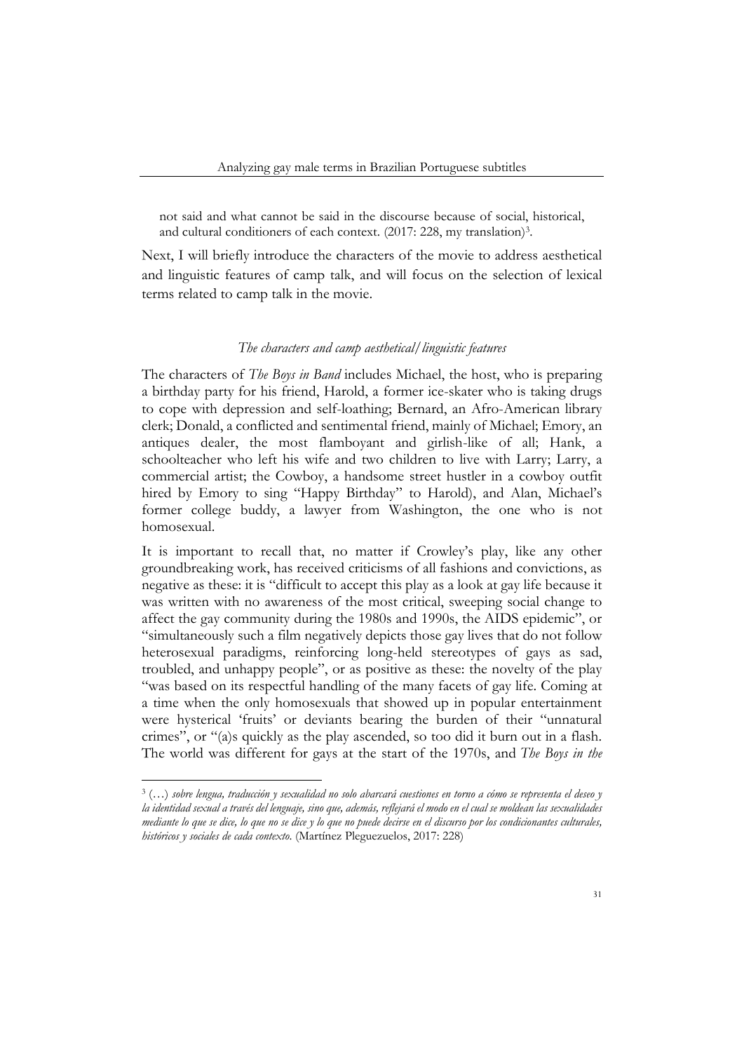not said and what cannot be said in the discourse because of social, historical, and cultural conditioners of each context. (2017: 228, my translation)[3].

Next, I will briefly introduce the characters of the movie to address aesthetical and linguistic features of camp talk, and will focus on the selection of lexical terms related to camp talk in the movie.

### *The characters and camp aesthetical/linguistic features*

The characters of *The Boys in Band* includes Michael, the host, who is preparing a birthday party for his friend, Harold, a former ice-skater who is taking drugs to cope with depression and self-loathing; Bernard, an Afro-American library clerk; Donald, a conflicted and sentimental friend, mainly of Michael; Emory, an antiques dealer, the most flamboyant and girlish-like of all; Hank, a schoolteacher who left his wife and two children to live with Larry; Larry, a commercial artist; the Cowboy, a handsome street hustler in a cowboy outfit hired by Emory to sing "Happy Birthday" to Harold), and Alan, Michael's former college buddy, a lawyer from Washington, the one who is not homosexual.

It is important to recall that, no matter if Crowley's play, like any other groundbreaking work, has received criticisms of all fashions and convictions, as negative as these: it is "difficult to accept this play as a look at gay life because it was written with no awareness of the most critical, sweeping social change to affect the gay community during the 1980s and 1990s, the AIDS epidemic", or "simultaneously such a film negatively depicts those gay lives that do not follow heterosexual paradigms, reinforcing long-held stereotypes of gays as sad, troubled, and unhappy people", or as positive as these: the novelty of the play "was based on its respectful handling of the many facets of gay life. Coming at a time when the only homosexuals that showed up in popular entertainment were hysterical 'fruits' or deviants bearing the burden of their "unnatural crimes", or "(a)s quickly as the play ascended, so too did it burn out in a flash. The world was different for gays at the start of the 1970s, and *The Boys in the*

---

[3] (…) *sobre lengua, traducción y sexualidad no solo abarcará cuestiones en torno a cómo se representa el deseo y la identidad sexual a través del lenguaje, sino que, además, reflejará el modo en el cual se moldean las sexualidades mediante lo que se dice, lo que no se dice y lo que no puede decirse en el discurso por los condicionantes culturales, históricos y sociales de cada contexto.* (Martínez Pleguezuelos, 2017: 228)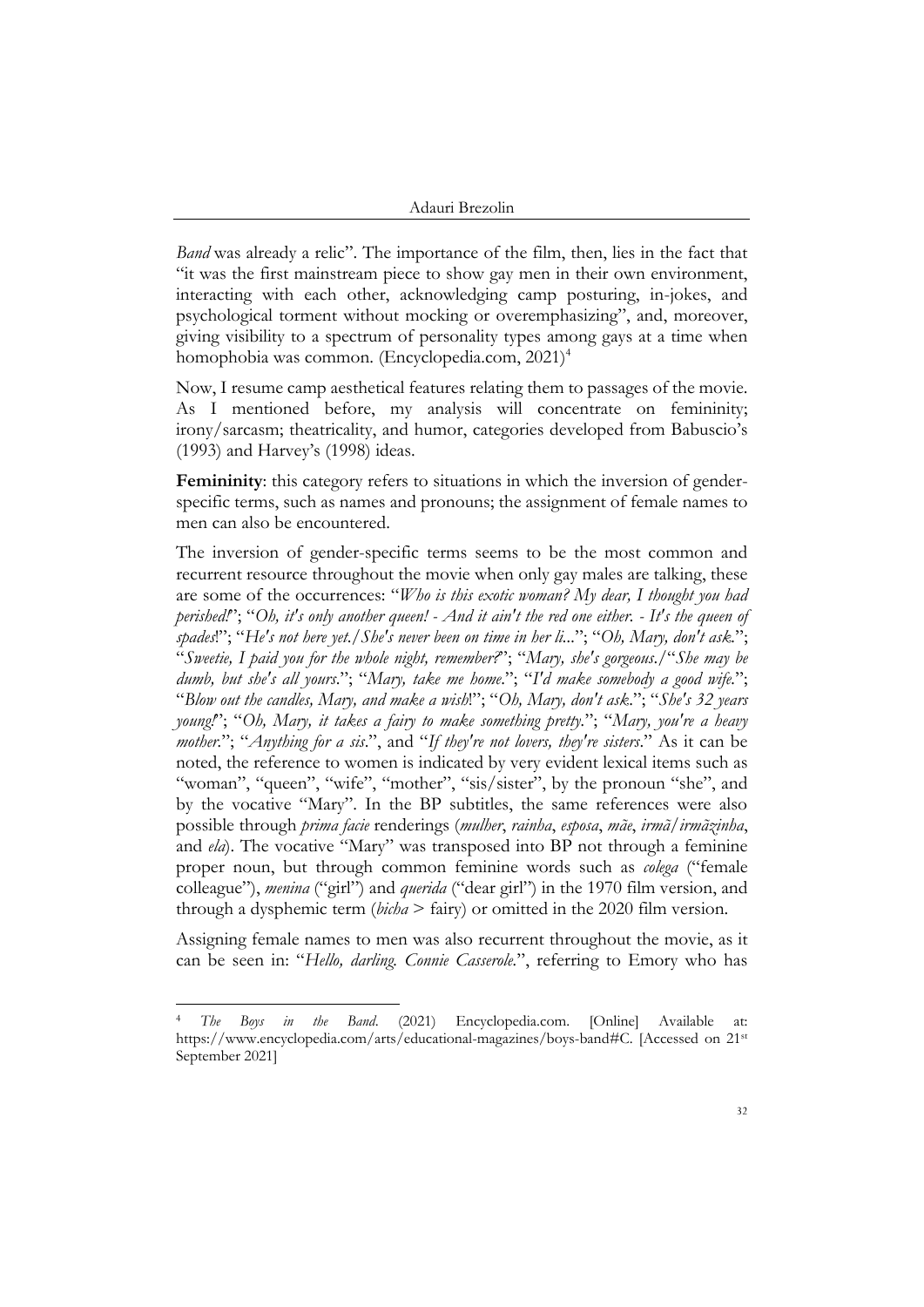*Band* was already a relic". The importance of the film, then, lies in the fact that "it was the first mainstream piece to show gay men in their own environment, interacting with each other, acknowledging camp posturing, in-jokes, and psychological torment without mocking or overemphasizing", and, moreover, giving visibility to a spectrum of personality types among gays at a time when homophobia was common. (Encyclopedia.com, 2021)[4]

Now, I resume camp aesthetical features relating them to passages of the movie. As I mentioned before, my analysis will concentrate on femininity; irony/sarcasm; theatricality, and humor, categories developed from Babuscio's (1993) and Harvey's (1998) ideas.

**Femininity**: this category refers to situations in which the inversion of gender-specific terms, such as names and pronouns; the assignment of female names to men can also be encountered.

The inversion of gender-specific terms seems to be the most common and recurrent resource throughout the movie when only gay males are talking, these are some of the occurrences: "*Who is this exotic woman? My dear, I thought you had perished!*"; "*Oh, it's only another queen! - And it ain't the red one either. - It's the queen of spades*!"; "*He's not here yet./She's never been on time in her li...*"; "*Oh, Mary, don't ask.*"; "*Sweetie, I paid you for the whole night, remember?*"; "*Mary, she's gorgeous.*/"*She may be dumb, but she's all yours.*"; "*Mary, take me home.*"; "*I'd make somebody a good wife.*"; "*Blow out the candles, Mary, and make a wish*!"; "*Oh, Mary, don't ask.*"; "*She's 32 years young!*"; "*Oh, Mary, it takes a fairy to make something pretty.*"; "*Mary, you're a heavy mother.*"; "*Anything for a sis.*", and "*If they're not lovers, they're sisters.*" As it can be noted, the reference to women is indicated by very evident lexical items such as "woman", "queen", "wife", "mother", "sis/sister", by the pronoun "she", and by the vocative "Mary". In the BP subtitles, the same references were also possible through *prima facie* renderings (*mulher*, *rainha*, *esposa*, *mãe*, *irmã*/*irmãzinha*, and *ela*). The vocative "Mary" was transposed into BP not through a feminine proper noun, but through common feminine words such as *colega* ("female colleague"), *menina* ("girl") and *querida* ("dear girl") in the 1970 film version, and through a dysphemic term (*bicha* > fairy) or omitted in the 2020 film version.

Assigning female names to men was also recurrent throughout the movie, as it can be seen in: "*Hello, darling. Connie Casserole.*", referring to Emory who has

---

[4] *The Boys in the Band*. (2021) Encyclopedia.com. [Online] Available at: https://www.encyclopedia.com/arts/educational-magazines/boys-band#C. [Accessed on 21st September 2021]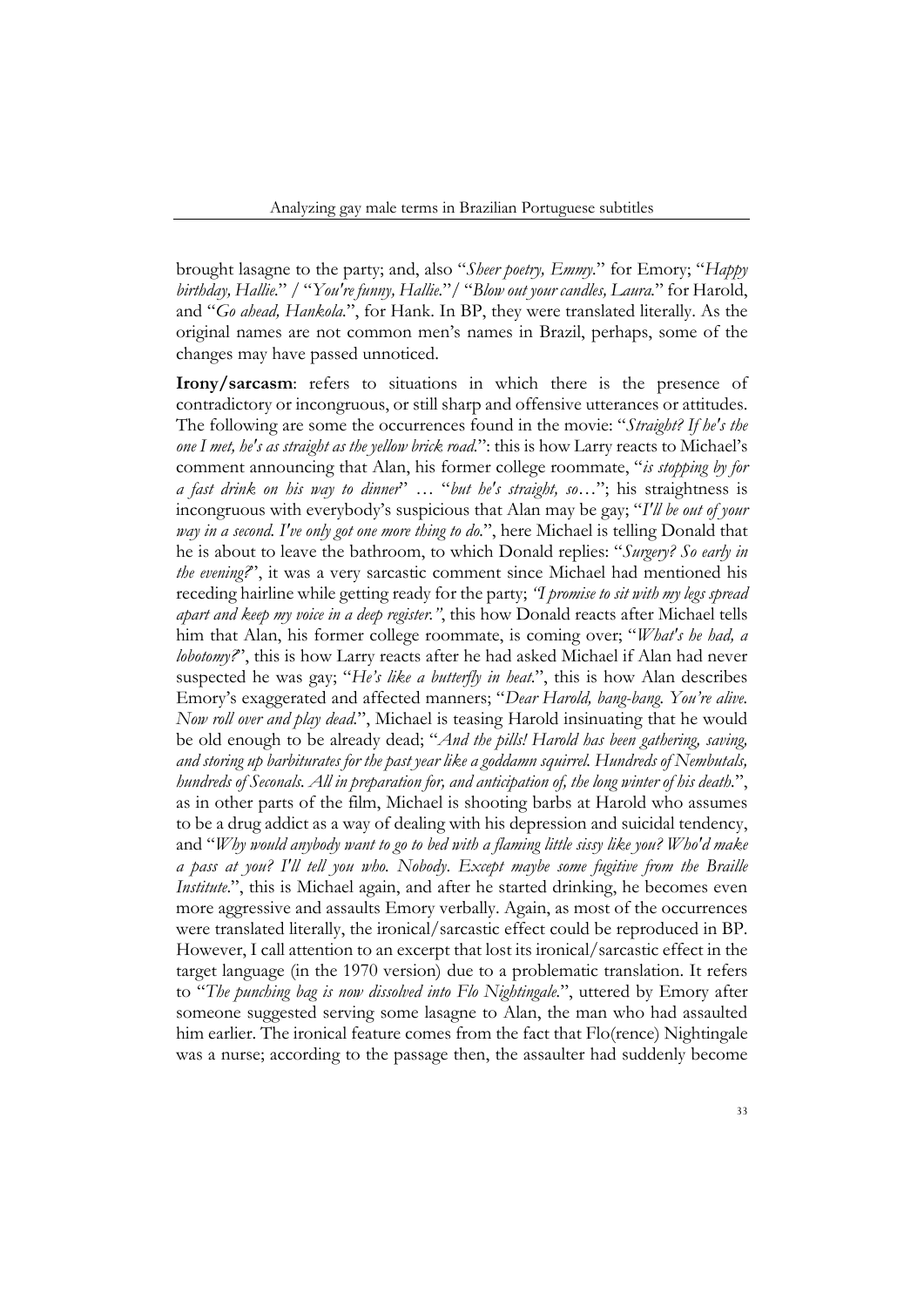brought lasagne to the party; and, also "*Sheer poetry, Emmy.*" for Emory; "*Happy birthday, Hallie.*" / "*You're funny, Hallie.*"/ "*Blow out your candles, Laura.*" for Harold, and "*Go ahead, Hankola.*", for Hank. In BP, they were translated literally. As the original names are not common men's names in Brazil, perhaps, some of the changes may have passed unnoticed.

**Irony/sarcasm**: refers to situations in which there is the presence of contradictory or incongruous, or still sharp and offensive utterances or attitudes. The following are some the occurrences found in the movie: "*Straight? If he's the one I met, he's as straight as the yellow brick road.*": this is how Larry reacts to Michael's comment announcing that Alan, his former college roommate, "*is stopping by for a fast drink on his way to dinner*" … "*but he's straight, so*…"; his straightness is incongruous with everybody's suspicious that Alan may be gay; "*I'll be out of your way in a second. I've only got one more thing to do.*", here Michael is telling Donald that he is about to leave the bathroom, to which Donald replies: "*Surgery? So early in the evening?*", it was a very sarcastic comment since Michael had mentioned his receding hairline while getting ready for the party; *"I promise to sit with my legs spread apart and keep my voice in a deep register."*, this how Donald reacts after Michael tells him that Alan, his former college roommate, is coming over; "*What's he had, a lobotomy?*", this is how Larry reacts after he had asked Michael if Alan had never suspected he was gay; "*He's like a butterfly in heat.*", this is how Alan describes Emory's exaggerated and affected manners; "*Dear Harold, bang-bang. You're alive. Now roll over and play dead.*", Michael is teasing Harold insinuating that he would be old enough to be already dead; "*And the pills! Harold has been gathering, saving, and storing up barbiturates for the past year like a goddamn squirrel. Hundreds of Nembutals, hundreds of Seconals. All in preparation for, and anticipation of, the long winter of his death.*", as in other parts of the film, Michael is shooting barbs at Harold who assumes to be a drug addict as a way of dealing with his depression and suicidal tendency, and "*Why would anybody want to go to bed with a flaming little sissy like you? Who'd make a pass at you? I'll tell you who. Nobody. Except maybe some fugitive from the Braille Institute.*", this is Michael again, and after he started drinking, he becomes even more aggressive and assaults Emory verbally. Again, as most of the occurrences were translated literally, the ironical/sarcastic effect could be reproduced in BP. However, I call attention to an excerpt that lost its ironical/sarcastic effect in the target language (in the 1970 version) due to a problematic translation. It refers to "*The punching bag is now dissolved into Flo Nightingale.*", uttered by Emory after someone suggested serving some lasagne to Alan, the man who had assaulted him earlier. The ironical feature comes from the fact that Flo(rence) Nightingale was a nurse; according to the passage then, the assaulter had suddenly become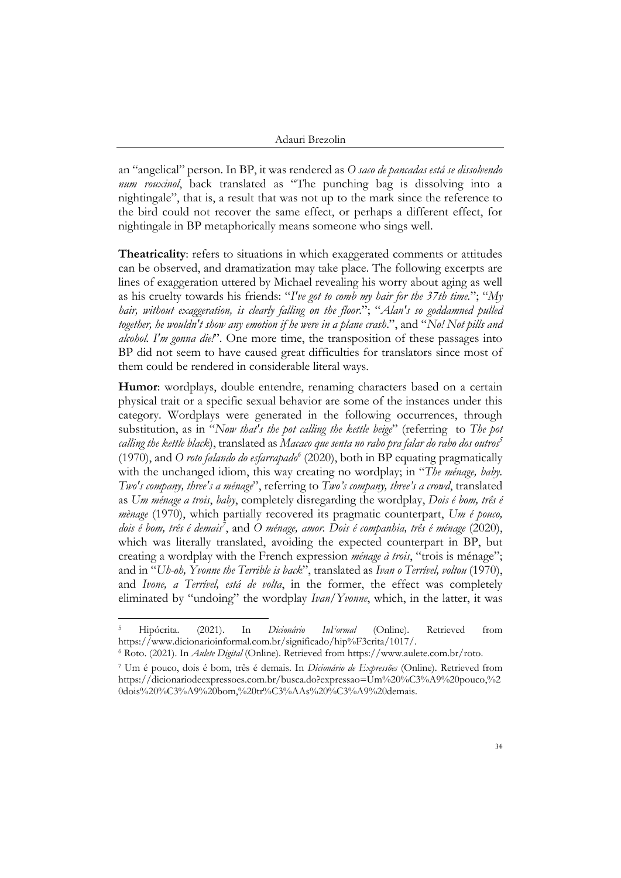an "angelical" person. In BP, it was rendered as *O saco de pancadas está se dissolvendo num rouxinol*, back translated as "The punching bag is dissolving into a nightingale", that is, a result that was not up to the mark since the reference to the bird could not recover the same effect, or perhaps a different effect, for nightingale in BP metaphorically means someone who sings well.

**Theatricality**: refers to situations in which exaggerated comments or attitudes can be observed, and dramatization may take place. The following excerpts are lines of exaggeration uttered by Michael revealing his worry about aging as well as his cruelty towards his friends: "*I've got to comb my hair for the 37th time.*"; "*My hair, without exaggeration, is clearly falling on the floor.*"; "*Alan's so goddamned pulled together, he wouldn't show any emotion if he were in a plane crash.*", and "*No! Not pills and alcohol. I'm gonna die!*". One more time, the transposition of these passages into BP did not seem to have caused great difficulties for translators since most of them could be rendered in considerable literal ways.

**Humor**: wordplays, double entendre, renaming characters based on a certain physical trait or a specific sexual behavior are some of the instances under this category. Wordplays were generated in the following occurrences, through substitution, as in "*Now that's the pot calling the kettle beige*" (referring to *The pot calling the kettle black*), translated as *Macaco que senta no rabo pra falar do rabo dos outros*[5] (1970), and *O roto falando do esfarrapado*[6] (2020), both in BP equating pragmatically with the unchanged idiom, this way creating no wordplay; in "*The ménage, baby. Two's company, three's a ménage*", referring to *Two's company, three's a crowd*, translated as *Um ménage a trois*, *baby*, completely disregarding the wordplay, *Dois é bom, três é mènage* (1970), which partially recovered its pragmatic counterpart, *Um é pouco, dois é bom, três é demais*[7], and *O ménage, amor. Dois é companhia, três é ménage* (2020), which was literally translated, avoiding the expected counterpart in BP, but creating a wordplay with the French expression *ménage à trois*, "trois is ménage"; and in "*Uh-oh, Yvonne the Terrible is back*", translated as *Ivan o Terrível, voltou* (1970), and *Ivone, a Terrível, está de volta*, in the former, the effect was completely eliminated by "undoing" the wordplay *Ivan/Yvonne*, which, in the latter, it was

---

[5] Hipócrita. (2021). In *Dicionário InFormal* (Online). Retrieved from https://www.dicionarioinformal.com.br/significado/hip%F3crita/1017/.

[6] Roto. (2021). In *Aulete Digital* (Online). Retrieved from https://www.aulete.com.br/roto.

[7] Um é pouco, dois é bom, três é demais. In *Dicionário de Expressões* (Online). Retrieved from https://dicionariodeexpressoes.com.br/busca.do?expressao=Um%20%C3%A9%20pouco,%20dois%20%C3%A9%20bom,%20tr%C3%AAs%20%C3%A9%20demais.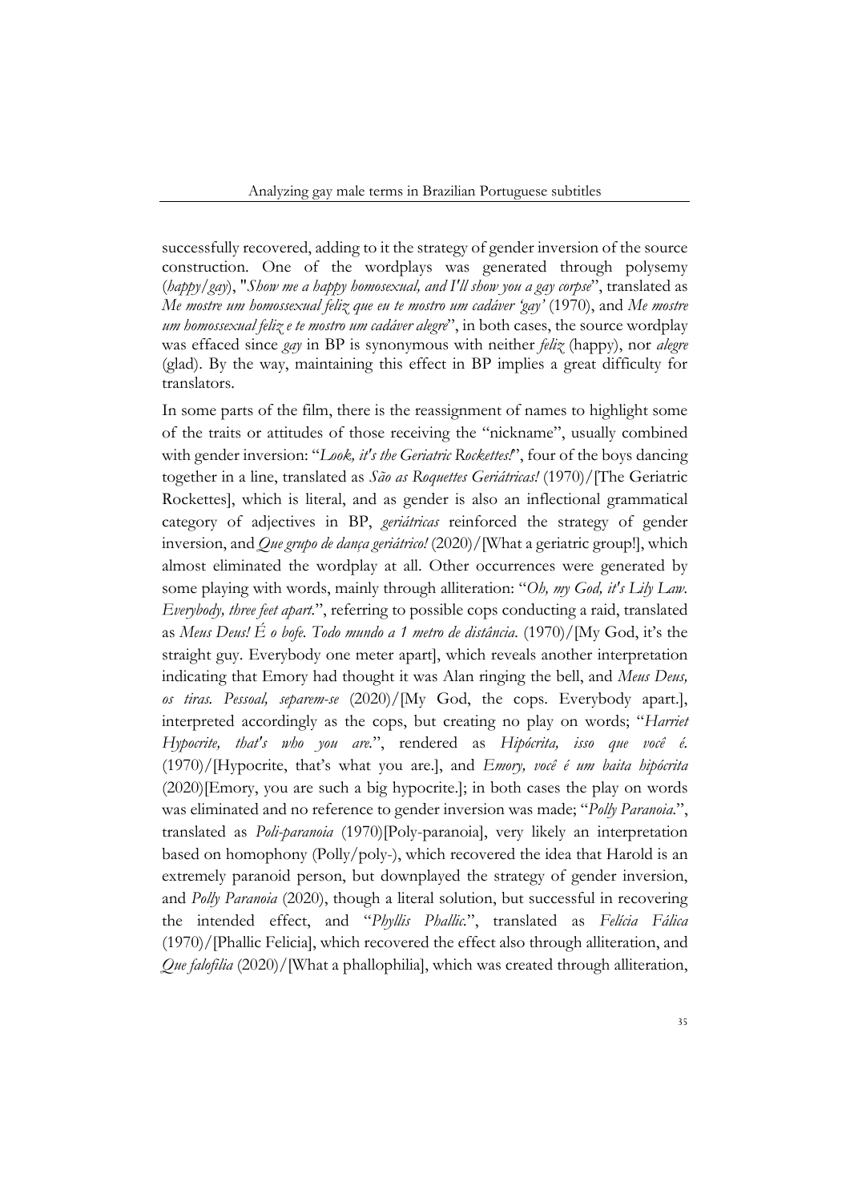successfully recovered, adding to it the strategy of gender inversion of the source construction. One of the wordplays was generated through polysemy (*happy/gay*), "*Show me a happy homosexual, and I'll show you a gay corpse*", translated as *Me mostre um homossexual feliz que eu te mostro um cadáver 'gay'* (1970), and *Me mostre um homossexual feliz e te mostro um cadáver alegre*", in both cases, the source wordplay was effaced since *gay* in BP is synonymous with neither *feliz* (happy), nor *alegre* (glad). By the way, maintaining this effect in BP implies a great difficulty for translators.

In some parts of the film, there is the reassignment of names to highlight some of the traits or attitudes of those receiving the "nickname", usually combined with gender inversion: "*Look, it's the Geriatric Rockettes!*", four of the boys dancing together in a line, translated as *São as Roquettes Geriátricas!* (1970)/[The Geriatric Rockettes], which is literal, and as gender is also an inflectional grammatical category of adjectives in BP, *geriátricas* reinforced the strategy of gender inversion, and *Que grupo de dança geriátrico!* (2020)/[What a geriatric group!], which almost eliminated the wordplay at all. Other occurrences were generated by some playing with words, mainly through alliteration: "*Oh, my God, it's Lily Law. Everybody, three feet apart.*", referring to possible cops conducting a raid, translated as *Meus Deus! É o bofe. Todo mundo a 1 metro de distância.* (1970)/[My God, it's the straight guy. Everybody one meter apart], which reveals another interpretation indicating that Emory had thought it was Alan ringing the bell, and *Meus Deus, os tiras. Pessoal, separem-se* (2020)/[My God, the cops. Everybody apart.], interpreted accordingly as the cops, but creating no play on words; "*Harriet Hypocrite, that's who you are.*", rendered as *Hipócrita, isso que você é.* (1970)/[Hypocrite, that's what you are.], and *Emory, você é um baita hipócrita* (2020)[Emory, you are such a big hypocrite.]; in both cases the play on words was eliminated and no reference to gender inversion was made; "*Polly Paranoia.*", translated as *Poli-paranoia* (1970)[Poly-paranoia], very likely an interpretation based on homophony (Polly/poly-), which recovered the idea that Harold is an extremely paranoid person, but downplayed the strategy of gender inversion, and *Polly Paranoia* (2020), though a literal solution, but successful in recovering the intended effect, and "*Phyllis Phallic.*", translated as *Felícia Fálica* (1970)/[Phallic Felicia], which recovered the effect also through alliteration, and *Que falofilia* (2020)/[What a phallophilia], which was created through alliteration,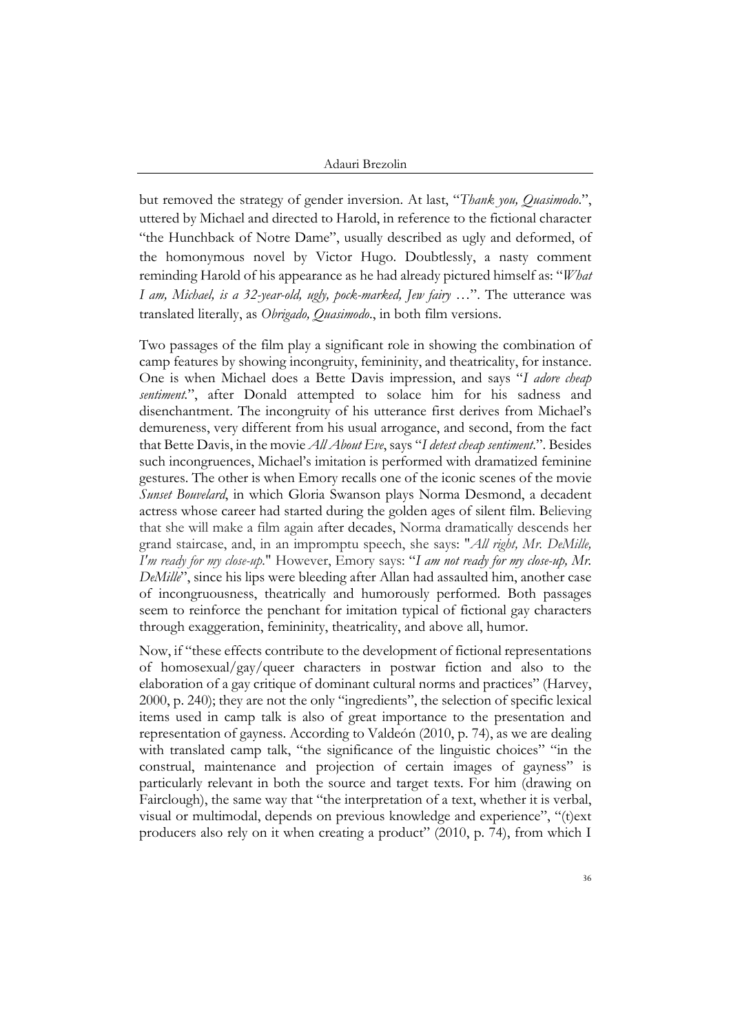but removed the strategy of gender inversion. At last, "*Thank you, Quasimodo.*", uttered by Michael and directed to Harold, in reference to the fictional character "the Hunchback of Notre Dame", usually described as ugly and deformed, of the homonymous novel by Victor Hugo. Doubtlessly, a nasty comment reminding Harold of his appearance as he had already pictured himself as: "*What I am, Michael, is a 32-year-old, ugly, pock-marked, Jew fairy* …". The utterance was translated literally, as *Obrigado, Quasimodo.*, in both film versions.

Two passages of the film play a significant role in showing the combination of camp features by showing incongruity, femininity, and theatricality, for instance. One is when Michael does a Bette Davis impression, and says "*I adore cheap sentiment.*", after Donald attempted to solace him for his sadness and disenchantment. The incongruity of his utterance first derives from Michael's demureness, very different from his usual arrogance, and second, from the fact that Bette Davis, in the movie *All About Eve*, says "*I detest cheap sentiment.*". Besides such incongruences, Michael's imitation is performed with dramatized feminine gestures. The other is when Emory recalls one of the iconic scenes of the movie *Sunset Bouvelard*, in which Gloria Swanson plays Norma Desmond, a decadent actress whose career had started during the golden ages of silent film. Believing that she will make a film again after decades, Norma dramatically descends her grand staircase, and, in an impromptu speech, she says: "*All right, Mr. DeMille, I'm ready for my close-up.*" However, Emory says: "*I am not ready for my close-up, Mr. DeMille*", since his lips were bleeding after Allan had assaulted him, another case of incongruousness, theatrically and humorously performed. Both passages seem to reinforce the penchant for imitation typical of fictional gay characters through exaggeration, femininity, theatricality, and above all, humor.

Now, if "these effects contribute to the development of fictional representations of homosexual/gay/queer characters in postwar fiction and also to the elaboration of a gay critique of dominant cultural norms and practices" (Harvey, 2000, p. 240); they are not the only "ingredients", the selection of specific lexical items used in camp talk is also of great importance to the presentation and representation of gayness. According to Valdeón (2010, p. 74), as we are dealing with translated camp talk, "the significance of the linguistic choices" "in the construal, maintenance and projection of certain images of gayness" is particularly relevant in both the source and target texts. For him (drawing on Fairclough), the same way that "the interpretation of a text, whether it is verbal, visual or multimodal, depends on previous knowledge and experience", "(t)ext producers also rely on it when creating a product" (2010, p. 74), from which I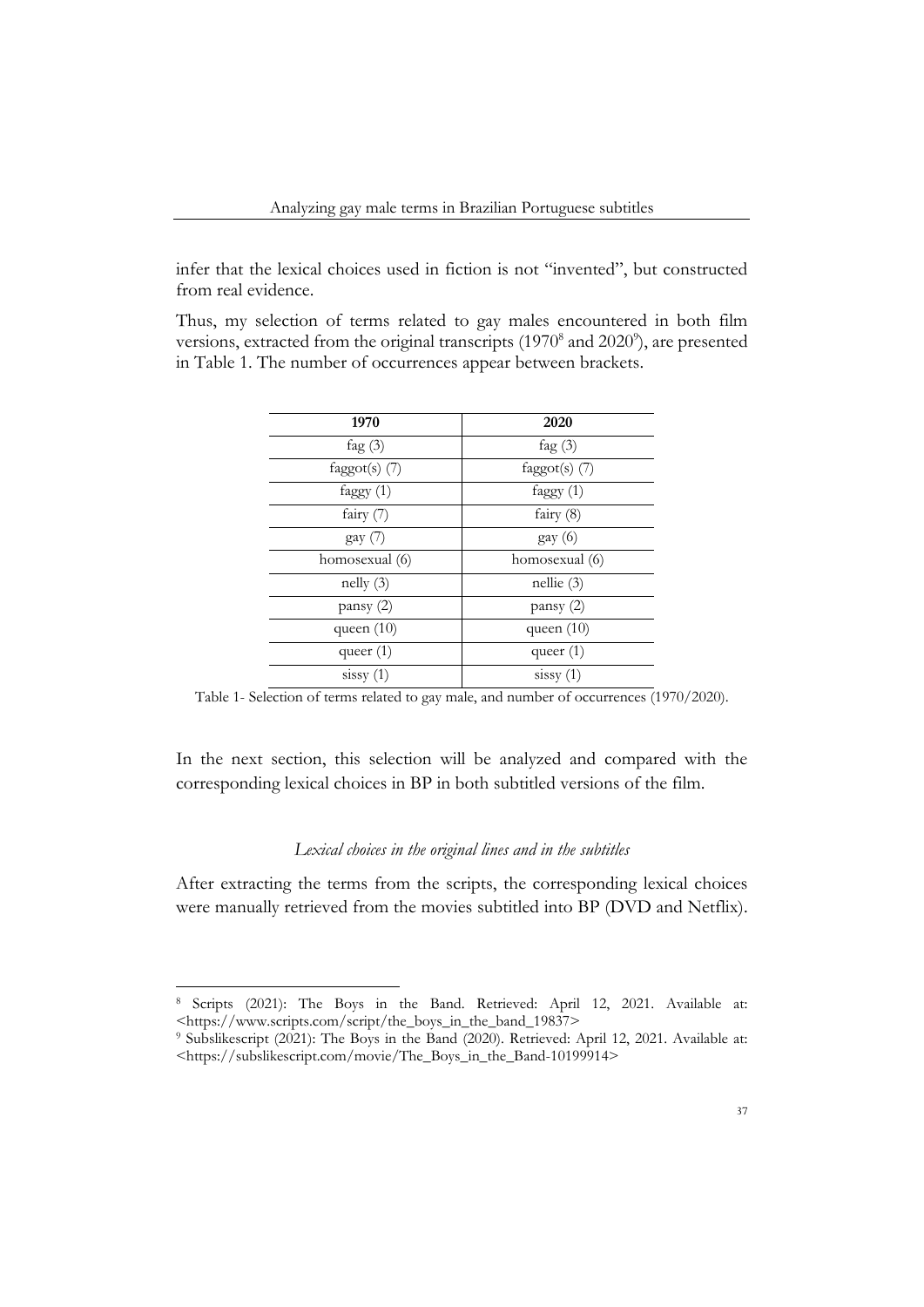infer that the lexical choices used in fiction is not "invented", but constructed from real evidence.

Thus, my selection of terms related to gay males encountered in both film versions, extracted from the original transcripts (1970[8] and 2020[9]), are presented in Table 1. The number of occurrences appear between brackets.

| 1970 | 2020 |
|---|---|
| fag (3) | fag (3) |
| faggot(s) (7) | faggot(s) (7) |
| faggy (1) | faggy (1) |
| fairy (7) | fairy (8) |
| gay (7) | gay (6) |
| homosexual (6) | homosexual (6) |
| nelly (3) | nellie (3) |
| pansy (2) | pansy (2) |
| queen (10) | queen (10) |
| queer (1) | queer (1) |
| sissy (1) | sissy (1) |

Table 1- Selection of terms related to gay male, and number of occurrences (1970/2020).

In the next section, this selection will be analyzed and compared with the corresponding lexical choices in BP in both subtitled versions of the film.

*Lexical choices in the original lines and in the subtitles*

After extracting the terms from the scripts, the corresponding lexical choices were manually retrieved from the movies subtitled into BP (DVD and Netflix).

[8] Scripts (2021): The Boys in the Band. Retrieved: April 12, 2021. Available at: <https://www.scripts.com/script/the_boys_in_the_band_19837>

[9] Subslikescript (2021): The Boys in the Band (2020). Retrieved: April 12, 2021. Available at: <https://subslikescript.com/movie/The_Boys_in_the_Band-10199914>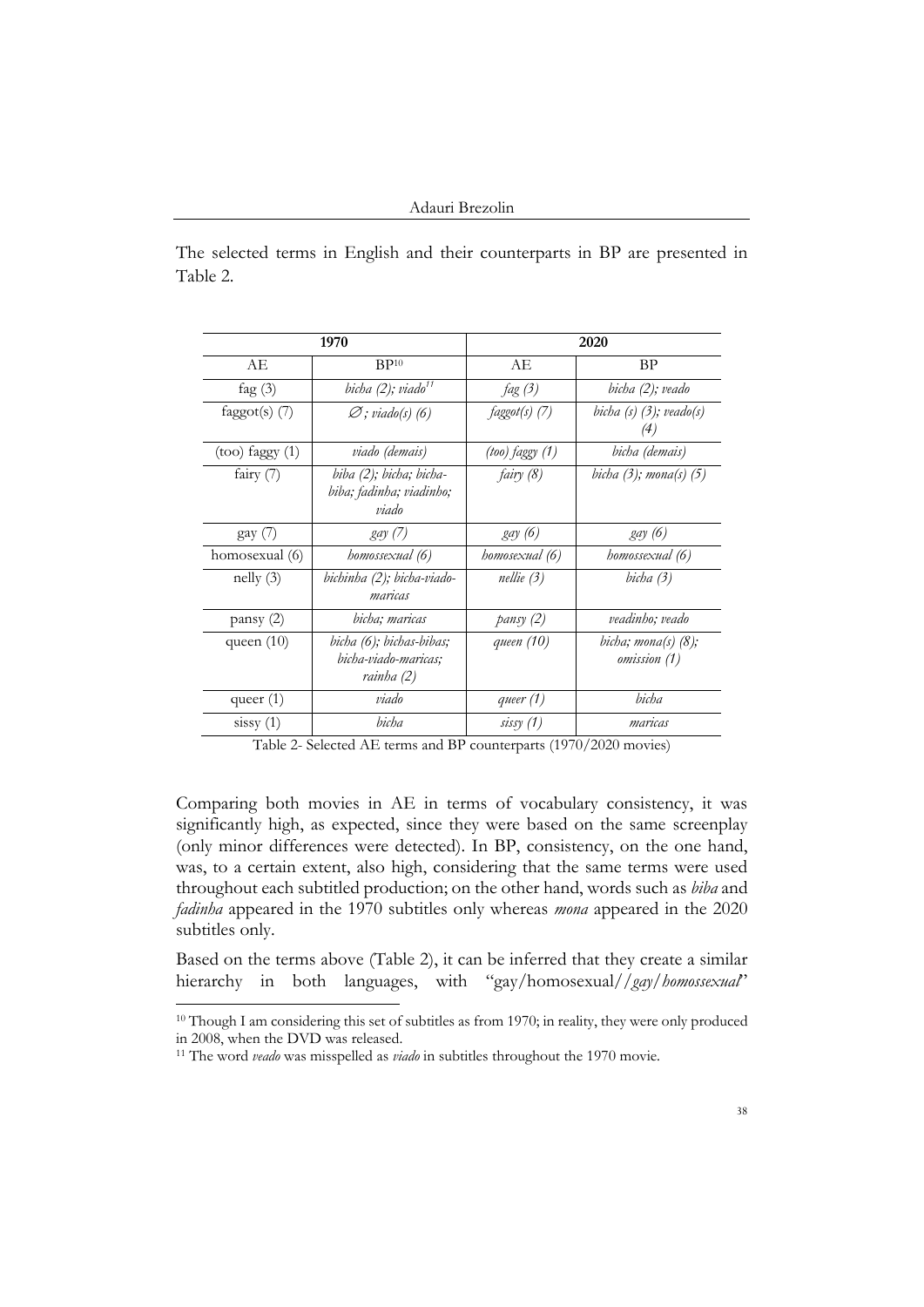The selected terms in English and their counterparts in BP are presented in Table 2.

| 1970 | | 2020 | |
|---|---|---|---|
| AE | BP[10] | AE | BP |
| fag (3) | *bicha (2); viado*[11] | *fag (3)* | *bicha (2); veado* |
| faggot(s) (7) | *∅ ; viado(s) (6)* | *faggot(s) (7)* | *bicha (s) (3); veado(s) (4)* |
| (too) faggy (1) | *viado (demais)* | *(too) faggy (1)* | *bicha (demais)* |
| fairy (7) | *biba (2); bicha; bicha-biba; fadinha; viadinho; viado* | *fairy (8)* | *bicha (3); mona(s) (5)* |
| gay (7) | *gay (7)* | *gay (6)* | *gay (6)* |
| homosexual (6) | *homossexual (6)* | *homosexual (6)* | *homossexual (6)* |
| nelly (3) | *bichinha (2); bicha-viado-maricas* | *nellie (3)* | *bicha (3)* |
| pansy (2) | *bicha; maricas* | *pansy (2)* | *veadinho; veado* |
| queen (10) | *bicha (6); bichas-bibas; bicha-viado-maricas; rainha (2)* | *queen (10)* | *bicha; mona(s) (8); omission (1)* |
| queer (1) | *viado* | *queer (1)* | *bicha* |
| sissy (1) | *bicha* | *sissy (1)* | *maricas* |

Table 2- Selected AE terms and BP counterparts (1970/2020 movies)

Comparing both movies in AE in terms of vocabulary consistency, it was significantly high, as expected, since they were based on the same screenplay (only minor differences were detected). In BP, consistency, on the one hand, was, to a certain extent, also high, considering that the same terms were used throughout each subtitled production; on the other hand, words such as *biba* and *fadinha* appeared in the 1970 subtitles only whereas *mona* appeared in the 2020 subtitles only.

Based on the terms above (Table 2), it can be inferred that they create a similar hierarchy in both languages, with "gay/homosexual//*gay*/*homossexual*"

[10] Though I am considering this set of subtitles as from 1970; in reality, they were only produced in 2008, when the DVD was released.

[11] The word *veado* was misspelled as *viado* in subtitles throughout the 1970 movie.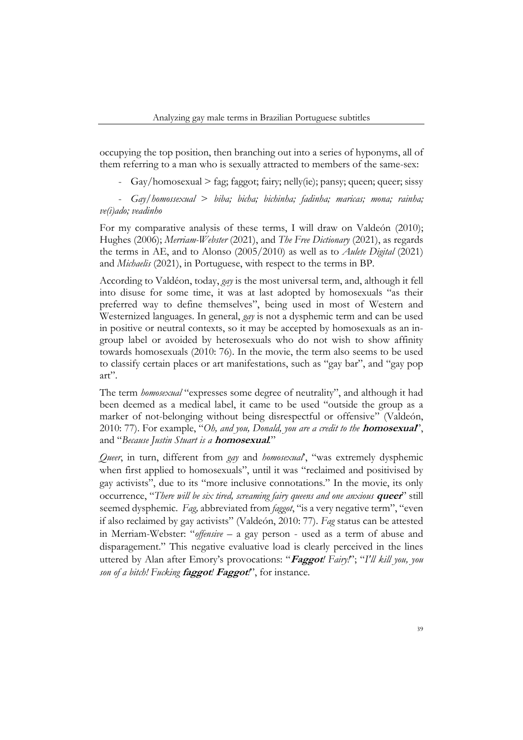occupying the top position, then branching out into a series of hyponyms, all of them referring to a man who is sexually attracted to members of the same-sex:

- Gay/homosexual > fag; faggot; fairy; nelly(ie); pansy; queen; queer; sissy

- *Gay/homossexual > biba; bicha; bichinha; fadinha; maricas; mona; rainha; ve(i)ado; veadinho*

For my comparative analysis of these terms, I will draw on Valdeón (2010); Hughes (2006); *Merriam-Webster* (2021), and *The Free Dictionary* (2021), as regards the terms in AE, and to Alonso (2005/2010) as well as to *Aulete Digital* (2021) and *Michaelis* (2021), in Portuguese, with respect to the terms in BP.

According to Valdéon, today, *gay* is the most universal term, and, although it fell into disuse for some time, it was at last adopted by homosexuals "as their preferred way to define themselves", being used in most of Western and Westernized languages. In general, *gay* is not a dysphemic term and can be used in positive or neutral contexts, so it may be accepted by homosexuals as an in-group label or avoided by heterosexuals who do not wish to show affinity towards homosexuals (2010: 76). In the movie, the term also seems to be used to classify certain places or art manifestations, such as "gay bar", and "gay pop art".

The term *homosexual* "expresses some degree of neutrality", and although it had been deemed as a medical label, it came to be used "outside the group as a marker of not-belonging without being disrespectful or offensive" (Valdeón, 2010: 77). For example, "*Oh, and you, Donald, you are a credit to the* ***homosexual***", and "*Because Justin Stuart is a* ***homosexual**.*"

*Queer*, in turn, different from *gay* and *homosexual*, "was extremely dysphemic when first applied to homosexuals", until it was "reclaimed and positivised by gay activists", due to its "more inclusive connotations." In the movie, its only occurrence, "*There will be six tired, screaming fairy queens and one anxious* ***queer***" still seemed dysphemic. *Fag,* abbreviated from *faggot*, "is a very negative term", "even if also reclaimed by gay activists" (Valdeón, 2010: 77). *Fag* status can be attested in Merriam-Webster: "*offensive* – a gay person - used as a term of abuse and disparagement." This negative evaluative load is clearly perceived in the lines uttered by Alan after Emory's provocations: "***Faggot**! Fairy!*"; "*I'll kill you, you son of a bitch! Fucking* ***faggot**!* ***Faggot**!*", for instance.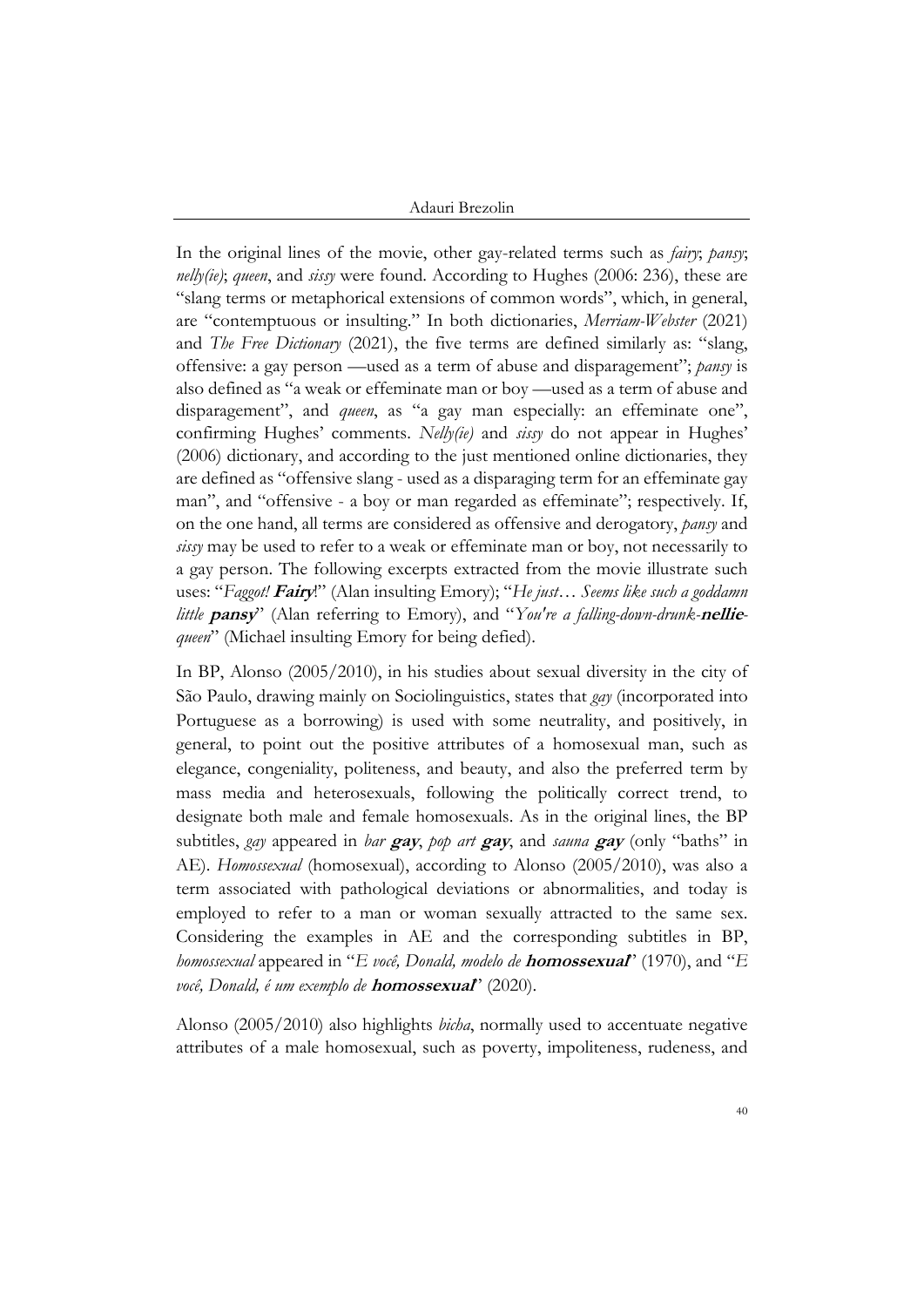In the original lines of the movie, other gay-related terms such as *fairy*; *pansy*; *nelly(ie)*; *queen*, and *sissy* were found. According to Hughes (2006: 236), these are "slang terms or metaphorical extensions of common words", which, in general, are "contemptuous or insulting." In both dictionaries, *Merriam-Webster* (2021) and *The Free Dictionary* (2021), the five terms are defined similarly as: "slang, offensive: a gay person —used as a term of abuse and disparagement"; *pansy* is also defined as "a weak or effeminate man or boy —used as a term of abuse and disparagement", and *queen*, as "a gay man especially: an effeminate one", confirming Hughes' comments. *Nelly(ie)* and *sissy* do not appear in Hughes' (2006) dictionary, and according to the just mentioned online dictionaries, they are defined as "offensive slang - used as a disparaging term for an effeminate gay man", and "offensive - a boy or man regarded as effeminate"; respectively. If, on the one hand, all terms are considered as offensive and derogatory, *pansy* and *sissy* may be used to refer to a weak or effeminate man or boy, not necessarily to a gay person. The following excerpts extracted from the movie illustrate such uses: "*Faggot!* ***Fairy***!" (Alan insulting Emory); "*He just… Seems like such a goddamn little* ***pansy***" (Alan referring to Emory), and "*You're a falling-down-drunk-****nellie****-queen*" (Michael insulting Emory for being defied).

In BP, Alonso (2005/2010), in his studies about sexual diversity in the city of São Paulo, drawing mainly on Sociolinguistics, states that *gay* (incorporated into Portuguese as a borrowing) is used with some neutrality, and positively, in general, to point out the positive attributes of a homosexual man, such as elegance, congeniality, politeness, and beauty, and also the preferred term by mass media and heterosexuals, following the politically correct trend, to designate both male and female homosexuals. As in the original lines, the BP subtitles, *gay* appeared in *bar* ***gay***, *pop art* ***gay***, and *sauna* ***gay*** (only "baths" in AE). *Homossexual* (homosexual), according to Alonso (2005/2010), was also a term associated with pathological deviations or abnormalities, and today is employed to refer to a man or woman sexually attracted to the same sex. Considering the examples in AE and the corresponding subtitles in BP, *homossexual* appeared in "*E você, Donald, modelo de* ***homossexual***" (1970), and "*E você, Donald, é um exemplo de* ***homossexual***" (2020).

Alonso (2005/2010) also highlights *bicha*, normally used to accentuate negative attributes of a male homosexual, such as poverty, impoliteness, rudeness, and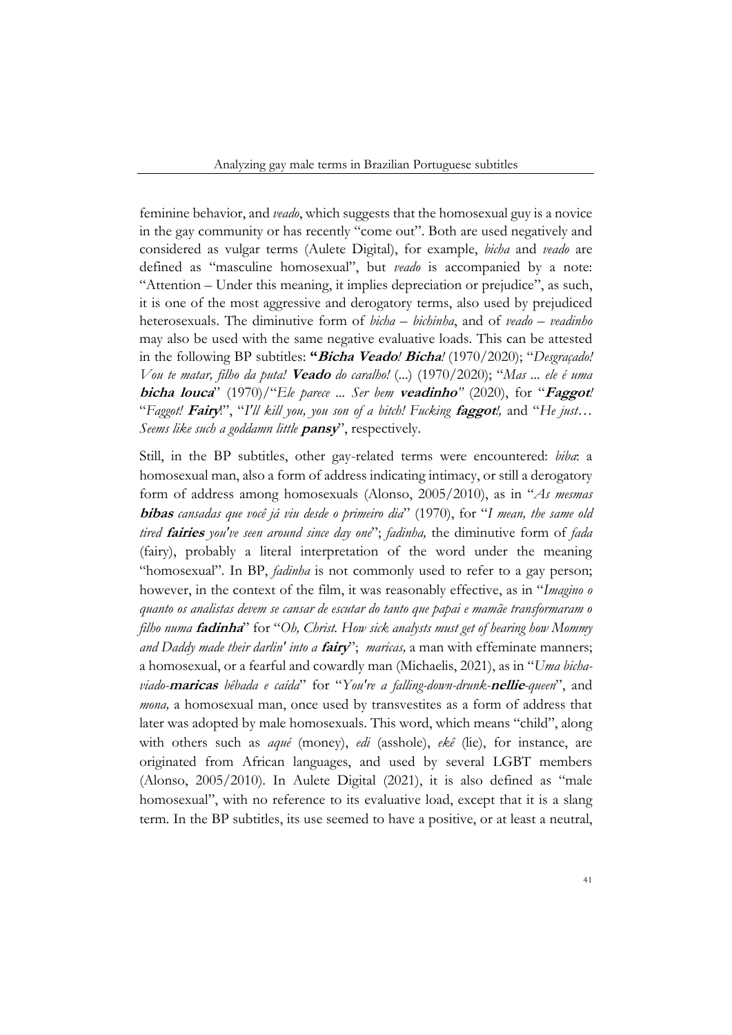feminine behavior, and *veado*, which suggests that the homosexual guy is a novice in the gay community or has recently "come out". Both are used negatively and considered as vulgar terms (Aulete Digital), for example, *bicha* and *veado* are defined as "masculine homosexual", but *veado* is accompanied by a note: "Attention – Under this meaning, it implies depreciation or prejudice", as such, it is one of the most aggressive and derogatory terms, also used by prejudiced heterosexuals. The diminutive form of *bicha* – *bichinha*, and of *veado* – *veadinho* may also be used with the same negative evaluative loads. This can be attested in the following BP subtitles: "***Bicha Veado****!* ***Bicha****!*" (1970/2020); "*Desgraçado! Vou te matar, filho da puta!* ***Veado*** *do caralho!* (...) (1970/2020); "*Mas ... ele é uma* ***bicha louca***" (1970)/"*Ele parece ... Ser bem* ***veadinho***" (2020), for "***Faggot****! Faggot!* ***Fairy****!*", "*I'll kill you, you son of a bitch! Fucking* ***faggot****!*, and "*He just… Seems like such a goddamn little* ***pansy***", respectively.

Still, in the BP subtitles, other gay-related terms were encountered: *biba*: a homosexual man, also a form of address indicating intimacy, or still a derogatory form of address among homosexuals (Alonso, 2005/2010), as in "*As mesmas* ***bibas*** *cansadas que você já viu desde o primeiro dia*" (1970), for "*I mean, the same old tired* ***fairies*** *you've seen around since day one*"; *fadinha,* the diminutive form of *fada* (fairy), probably a literal interpretation of the word under the meaning "homosexual". In BP, *fadinha* is not commonly used to refer to a gay person; however, in the context of the film, it was reasonably effective, as in "*Imagino o quanto os analistas devem se cansar de escutar do tanto que papai e mamãe transformaram o filho numa* ***fadinha***" for "*Oh, Christ. How sick analysts must get of hearing how Mommy and Daddy made their darlin' into a* ***fairy***"; *maricas,* a man with effeminate manners; a homosexual, or a fearful and cowardly man (Michaelis, 2021), as in "*Uma bicha-viado-****maricas*** *bêbada e caída*" for "*You're a falling-down-drunk-****nellie****-queen*", and *mona,* a homosexual man, once used by transvestites as a form of address that later was adopted by male homosexuals. This word, which means "child", along with others such as *aqué* (money), *edi* (asshole), *ekê* (lie), for instance, are originated from African languages, and used by several LGBT members (Alonso, 2005/2010). In Aulete Digital (2021), it is also defined as "male homosexual", with no reference to its evaluative load, except that it is a slang term. In the BP subtitles, its use seemed to have a positive, or at least a neutral,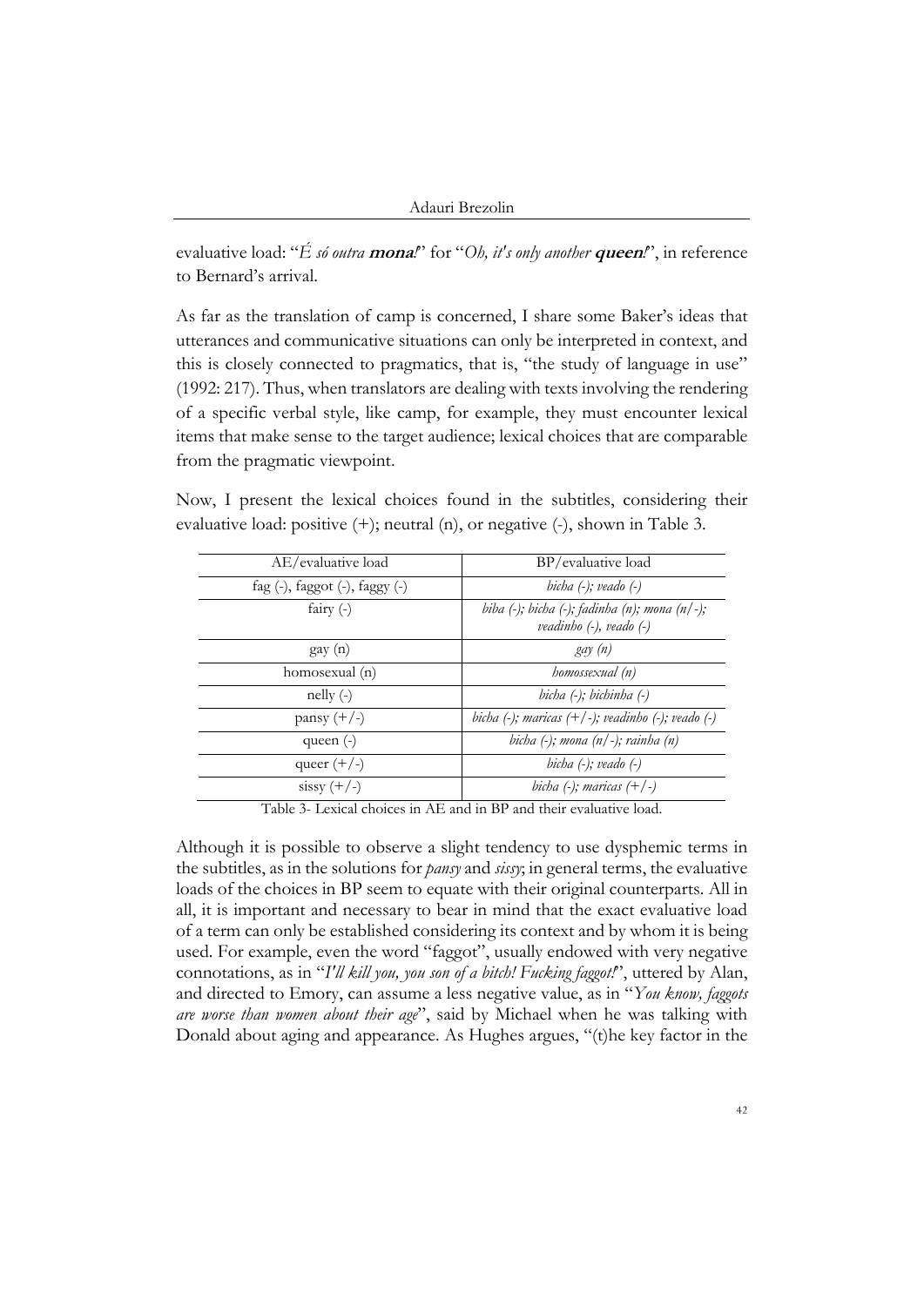evaluative load: "*É só outra* ***mona!***" for "*Oh, it's only another* ***queen!***", in reference to Bernard's arrival.

As far as the translation of camp is concerned, I share some Baker's ideas that utterances and communicative situations can only be interpreted in context, and this is closely connected to pragmatics, that is, "the study of language in use" (1992: 217). Thus, when translators are dealing with texts involving the rendering of a specific verbal style, like camp, for example, they must encounter lexical items that make sense to the target audience; lexical choices that are comparable from the pragmatic viewpoint.

Now, I present the lexical choices found in the subtitles, considering their evaluative load: positive (+); neutral (n), or negative (-), shown in Table 3.

| AE/evaluative load | BP/evaluative load |
|---|---|
| fag (-), faggot (-), faggy (-) | *bicha (-); veado (-)* |
| fairy (-) | *biba (-); bicha (-); fadinha (n); mona (n/-); veadinho (-), veado (-)* |
| gay (n) | *gay (n)* |
| homosexual (n) | *homossexual (n)* |
| nelly (-) | *bicha (-); bichinha (-)* |
| pansy (+/-) | *bicha (-); maricas (+/-); veadinho (-); veado (-)* |
| queen (-) | *bicha (-); mona (n/-); rainha (n)* |
| queer (+/-) | *bicha (-); veado (-)* |
| sissy (+/-) | *bicha (-); maricas (+/-)* |

Table 3- Lexical choices in AE and in BP and their evaluative load.

Although it is possible to observe a slight tendency to use dysphemic terms in the subtitles, as in the solutions for *pansy* and *sissy*; in general terms, the evaluative loads of the choices in BP seem to equate with their original counterparts. All in all, it is important and necessary to bear in mind that the exact evaluative load of a term can only be established considering its context and by whom it is being used. For example, even the word "faggot", usually endowed with very negative connotations, as in "*I'll kill you, you son of a bitch! Fucking faggot!*", uttered by Alan, and directed to Emory, can assume a less negative value, as in "*You know, faggots are worse than women about their age*", said by Michael when he was talking with Donald about aging and appearance. As Hughes argues, "(t)he key factor in the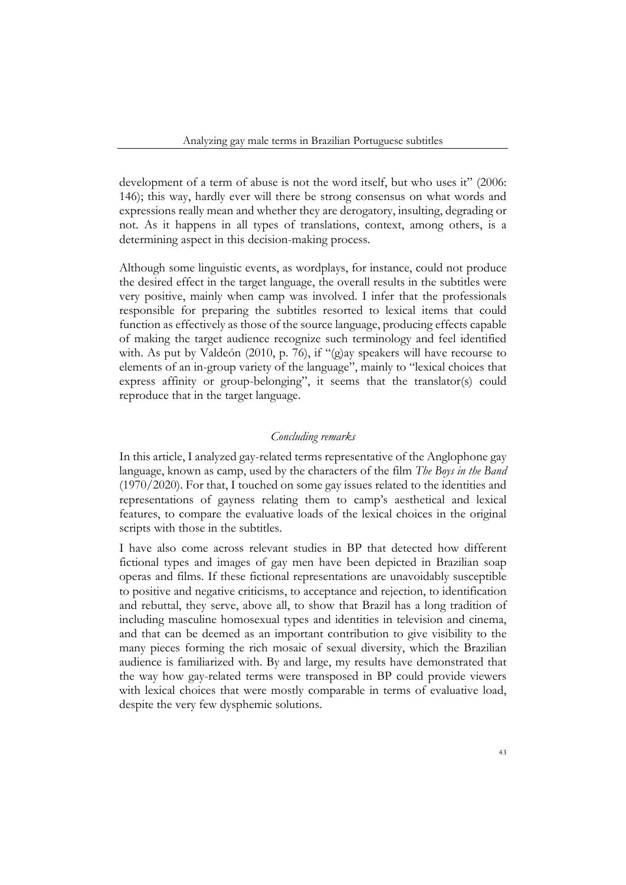development of a term of abuse is not the word itself, but who uses it" (2006: 146); this way, hardly ever will there be strong consensus on what words and expressions really mean and whether they are derogatory, insulting, degrading or not. As it happens in all types of translations, context, among others, is a determining aspect in this decision-making process.

Although some linguistic events, as wordplays, for instance, could not produce the desired effect in the target language, the overall results in the subtitles were very positive, mainly when camp was involved. I infer that the professionals responsible for preparing the subtitles resorted to lexical items that could function as effectively as those of the source language, producing effects capable of making the target audience recognize such terminology and feel identified with. As put by Valdeón (2010, p. 76), if "(g)ay speakers will have recourse to elements of an in-group variety of the language", mainly to "lexical choices that express affinity or group-belonging", it seems that the translator(s) could reproduce that in the target language.

## *Concluding remarks*

In this article, I analyzed gay-related terms representative of the Anglophone gay language, known as camp, used by the characters of the film *The Boys in the Band* (1970/2020). For that, I touched on some gay issues related to the identities and representations of gayness relating them to camp's aesthetical and lexical features, to compare the evaluative loads of the lexical choices in the original scripts with those in the subtitles.

I have also come across relevant studies in BP that detected how different fictional types and images of gay men have been depicted in Brazilian soap operas and films. If these fictional representations are unavoidably susceptible to positive and negative criticisms, to acceptance and rejection, to identification and rebuttal, they serve, above all, to show that Brazil has a long tradition of including masculine homosexual types and identities in television and cinema, and that can be deemed as an important contribution to give visibility to the many pieces forming the rich mosaic of sexual diversity, which the Brazilian audience is familiarized with. By and large, my results have demonstrated that the way how gay-related terms were transposed in BP could provide viewers with lexical choices that were mostly comparable in terms of evaluative load, despite the very few dysphemic solutions.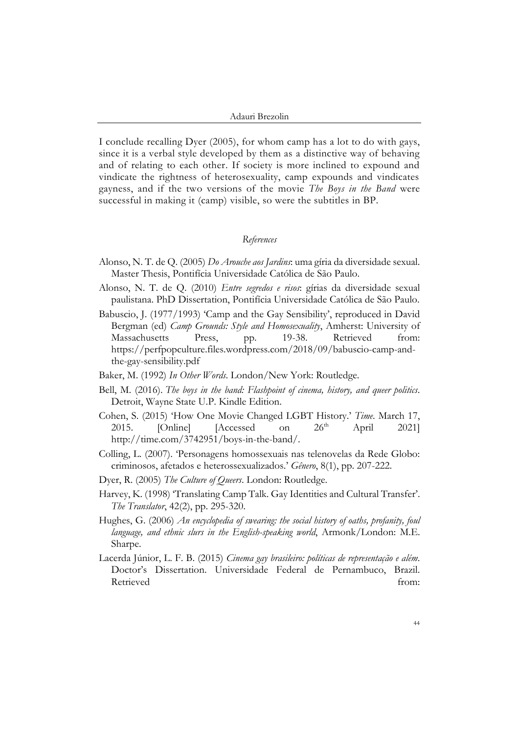I conclude recalling Dyer (2005), for whom camp has a lot to do with gays, since it is a verbal style developed by them as a distinctive way of behaving and of relating to each other. If society is more inclined to expound and vindicate the rightness of heterosexuality, camp expounds and vindicates gayness, and if the two versions of the movie *The Boys in the Band* were successful in making it (camp) visible, so were the subtitles in BP.

*References*

Alonso, N. T. de Q. (2005) *Do Arouche aos Jardins*: uma gíria da diversidade sexual. Master Thesis, Pontifícia Universidade Católica de São Paulo.

Alonso, N. T. de Q. (2010) *Entre segredos e risos*: gírias da diversidade sexual paulistana. PhD Dissertation, Pontifícia Universidade Católica de São Paulo.

Babuscio, J. (1977/1993) 'Camp and the Gay Sensibility', reproduced in David Bergman (ed) *Camp Grounds: Style and Homosexuality*, Amherst: University of Massachusetts Press, pp. 19-38. Retrieved from: https://perfpopculture.files.wordpress.com/2018/09/babuscio-camp-and-the-gay-sensibility.pdf

Baker, M. (1992) *In Other Words*. London/New York: Routledge.

Bell, M. (2016). *The boys in the band: Flashpoint of cinema, history, and queer politics*. Detroit, Wayne State U.P. Kindle Edition.

Cohen, S. (2015) 'How One Movie Changed LGBT History.' *Time*. March 17, 2015. [Online] [Accessed on 26th April 2021] http://time.com/3742951/boys-in-the-band/.

Colling, L. (2007). 'Personagens homossexuais nas telenovelas da Rede Globo: criminosos, afetados e heterossexualizados.' *Gênero*, 8(1), pp. 207-222.

Dyer, R. (2005) *The Culture of Queers*. London: Routledge.

Harvey, K. (1998) 'Translating Camp Talk. Gay Identities and Cultural Transfer'. *The Translator*, 42(2), pp. 295-320.

Hughes, G. (2006) *An encyclopedia of swearing: the social history of oaths, profanity, foul language, and ethnic slurs in the English-speaking world*, Armonk/London: M.E. Sharpe.

Lacerda Júnior, L. F. B. (2015) *Cinema gay brasileiro: políticas de representação e além*. Doctor's Dissertation. Universidade Federal de Pernambuco, Brazil. Retrieved from: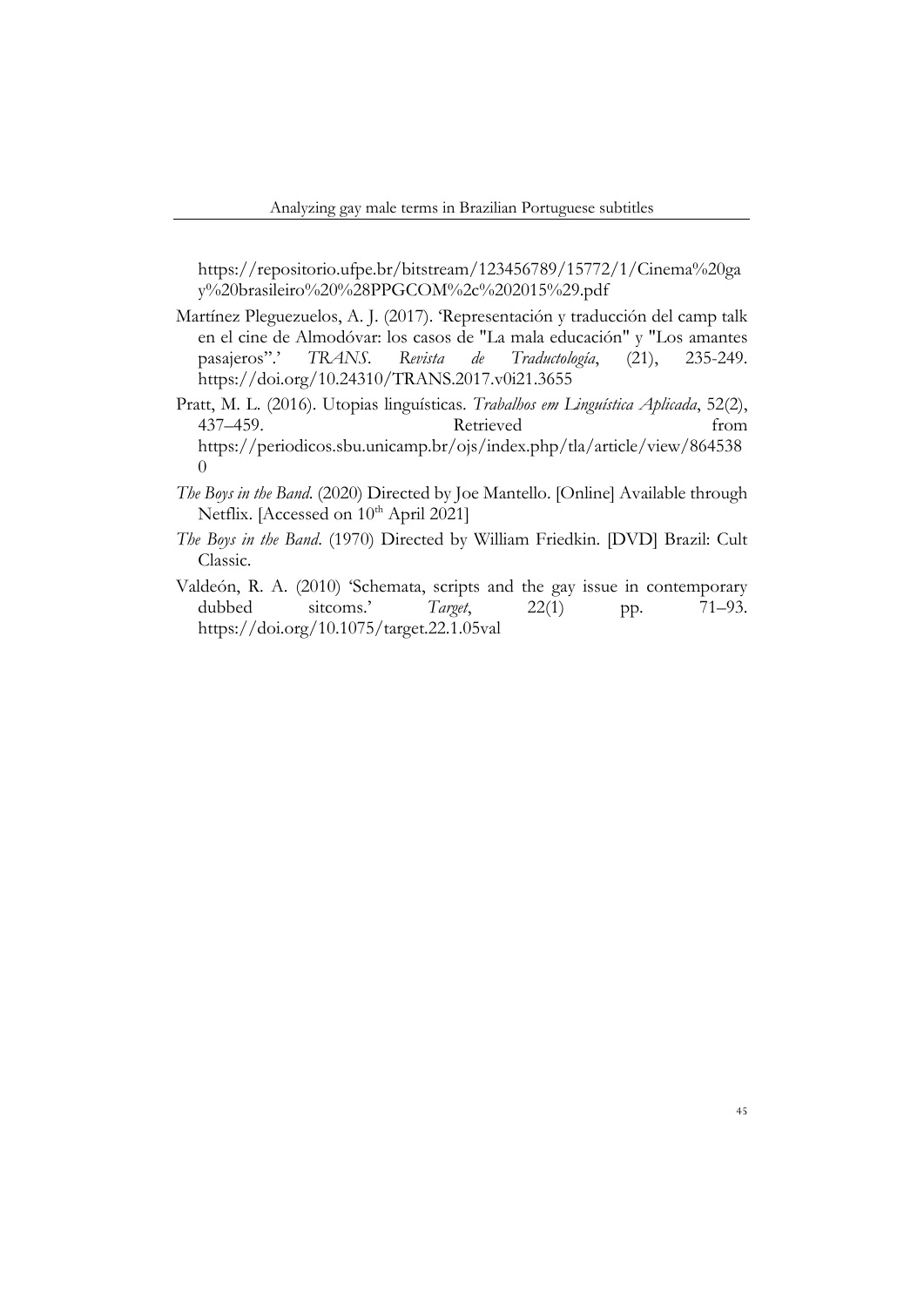https://repositorio.ufpe.br/bitstream/123456789/15772/1/Cinema%20gay%20brasileiro%20%28PPGCOM%2c%202015%29.pdf

Martínez Pleguezuelos, A. J. (2017). 'Representación y traducción del camp talk en el cine de Almodóvar: los casos de "La mala educación" y "Los amantes pasajeros".' *TRANS. Revista de Traductología*, (21), 235-249. https://doi.org/10.24310/TRANS.2017.v0i21.3655

Pratt, M. L. (2016). Utopias linguísticas. *Trabalhos em Linguística Aplicada*, 52(2), 437–459. Retrieved from https://periodicos.sbu.unicamp.br/ojs/index.php/tla/article/view/8645380

*The Boys in the Band*. (2020) Directed by Joe Mantello. [Online] Available through Netflix. [Accessed on 10th April 2021]

*The Boys in the Band*. (1970) Directed by William Friedkin. [DVD] Brazil: Cult Classic.

Valdeón, R. A. (2010) 'Schemata, scripts and the gay issue in contemporary dubbed sitcoms.' *Target*, 22(1) pp. 71–93. https://doi.org/10.1075/target.22.1.05val